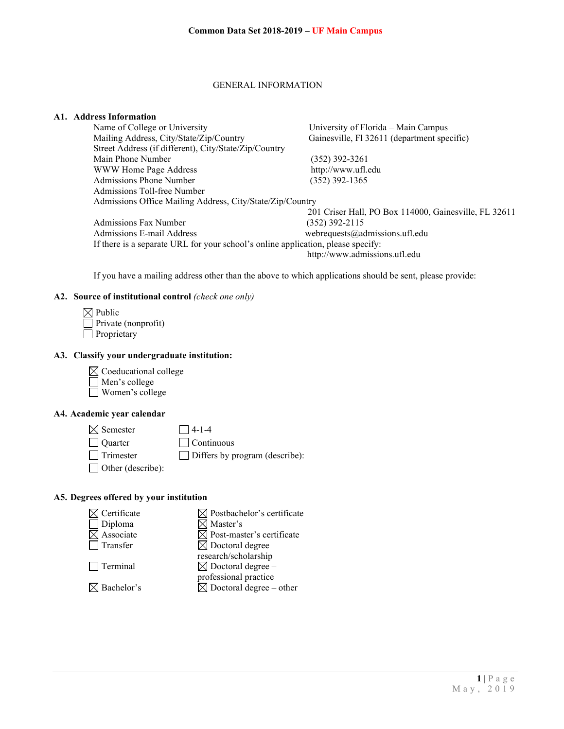# Common Data Set 2018-2019 – UF Main Campus

## GENERAL INFORMATION

### A1. Address Information

| | |
|---|---|
| Name of College or University | University of Florida – Main Campus |
| Mailing Address, City/State/Zip/Country | Gainesville, Fl 32611 (department specific) |
| Street Address (if different), City/State/Zip/Country | |
| Main Phone Number | (352) 392-3261 |
| WWW Home Page Address | http://www.ufl.edu |
| Admissions Phone Number | (352) 392-1365 |
| Admissions Toll-free Number | |
| Admissions Office Mailing Address, City/State/Zip/Country | 201 Criser Hall, PO Box 114000, Gainesville, FL 32611 |
| Admissions Fax Number | (352) 392-2115 |
| Admissions E-mail Address | webrequests@admissions.ufl.edu |
| If there is a separate URL for your school's online application, please specify: | http://www.admissions.ufl.edu |

If you have a mailing address other than the above to which applications should be sent, please provide:

### A2. Source of institutional control *(check one only)*

- ☒ Public
- ☐ Private (nonprofit)
- ☐ Proprietary

### A3. Classify your undergraduate institution:

- ☒ Coeducational college
- ☐ Men's college
- ☐ Women's college

### A4. Academic year calendar

- ☒ Semester
- ☐ Quarter
- ☐ Trimester
- ☐ Other (describe):
- ☐ 4-1-4
- ☐ Continuous
- ☐ Differs by program (describe):

### A5. Degrees offered by your institution

- ☒ Certificate
- ☐ Diploma
- ☒ Associate
- ☐ Transfer
- ☐ Terminal
- ☒ Bachelor's
- ☒ Postbachelor's certificate
- ☒ Master's
- ☒ Post-master's certificate
- ☒ Doctoral degree research/scholarship
- ☒ Doctoral degree – professional practice
- ☒ Doctoral degree – other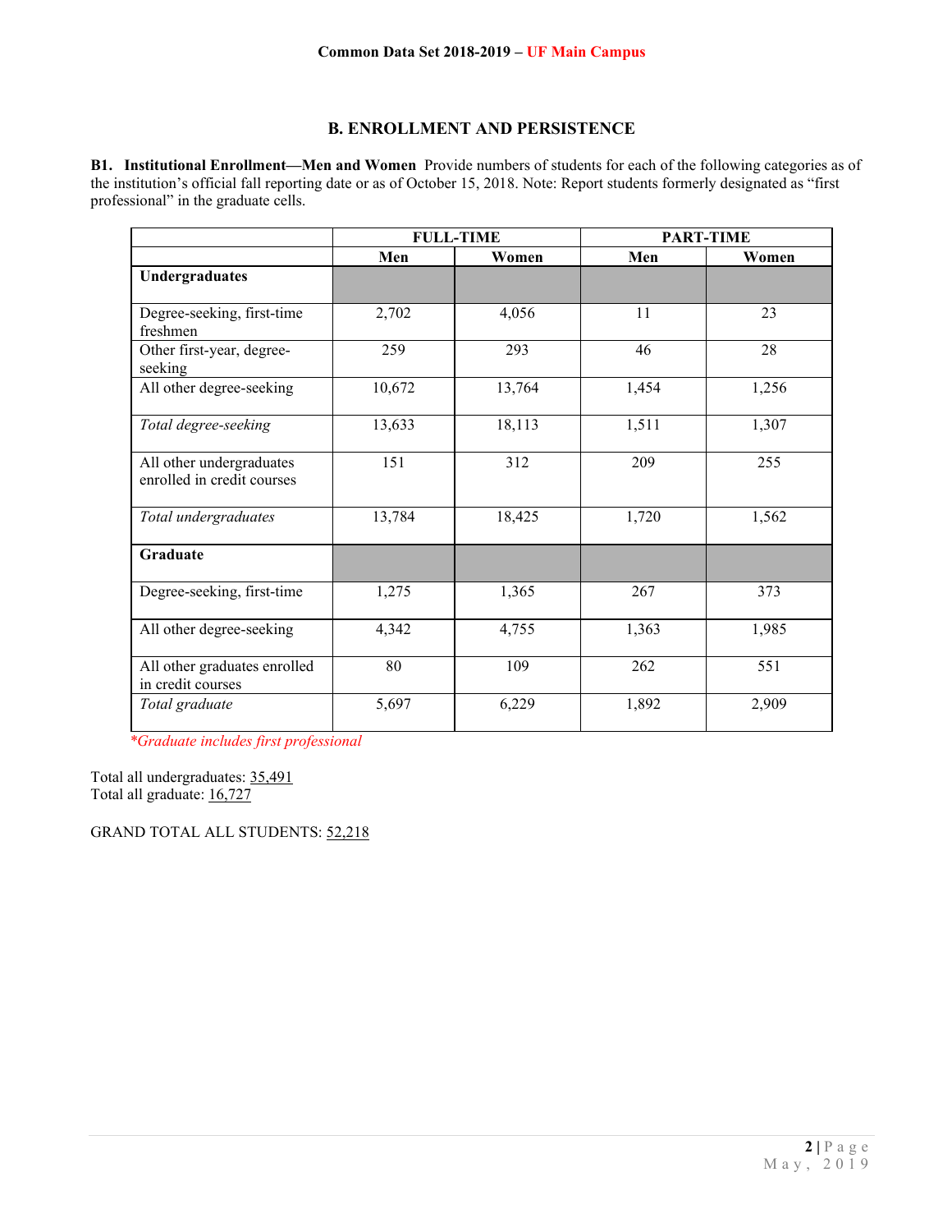## B. ENROLLMENT AND PERSISTENCE

**B1. Institutional Enrollment—Men and Women** Provide numbers of students for each of the following categories as of the institution's official fall reporting date or as of October 15, 2018. Note: Report students formerly designated as "first professional" in the graduate cells.

| | FULL-TIME | | PART-TIME | |
|---|---|---|---|---|
| | **Men** | **Women** | **Men** | **Women** |
| **Undergraduates** | | | | |
| Degree-seeking, first-time freshmen | 2,702 | 4,056 | 11 | 23 |
| Other first-year, degree-seeking | 259 | 293 | 46 | 28 |
| All other degree-seeking | 10,672 | 13,764 | 1,454 | 1,256 |
| *Total degree-seeking* | 13,633 | 18,113 | 1,511 | 1,307 |
| All other undergraduates enrolled in credit courses | 151 | 312 | 209 | 255 |
| *Total undergraduates* | 13,784 | 18,425 | 1,720 | 1,562 |
| **Graduate** | | | | |
| Degree-seeking, first-time | 1,275 | 1,365 | 267 | 373 |
| All other degree-seeking | 4,342 | 4,755 | 1,363 | 1,985 |
| All other graduates enrolled in credit courses | 80 | 109 | 262 | 551 |
| *Total graduate* | 5,697 | 6,229 | 1,892 | 2,909 |

**Graduate includes first professional*

Total all undergraduates: 35,491
Total all graduate: 16,727

GRAND TOTAL ALL STUDENTS: 52,218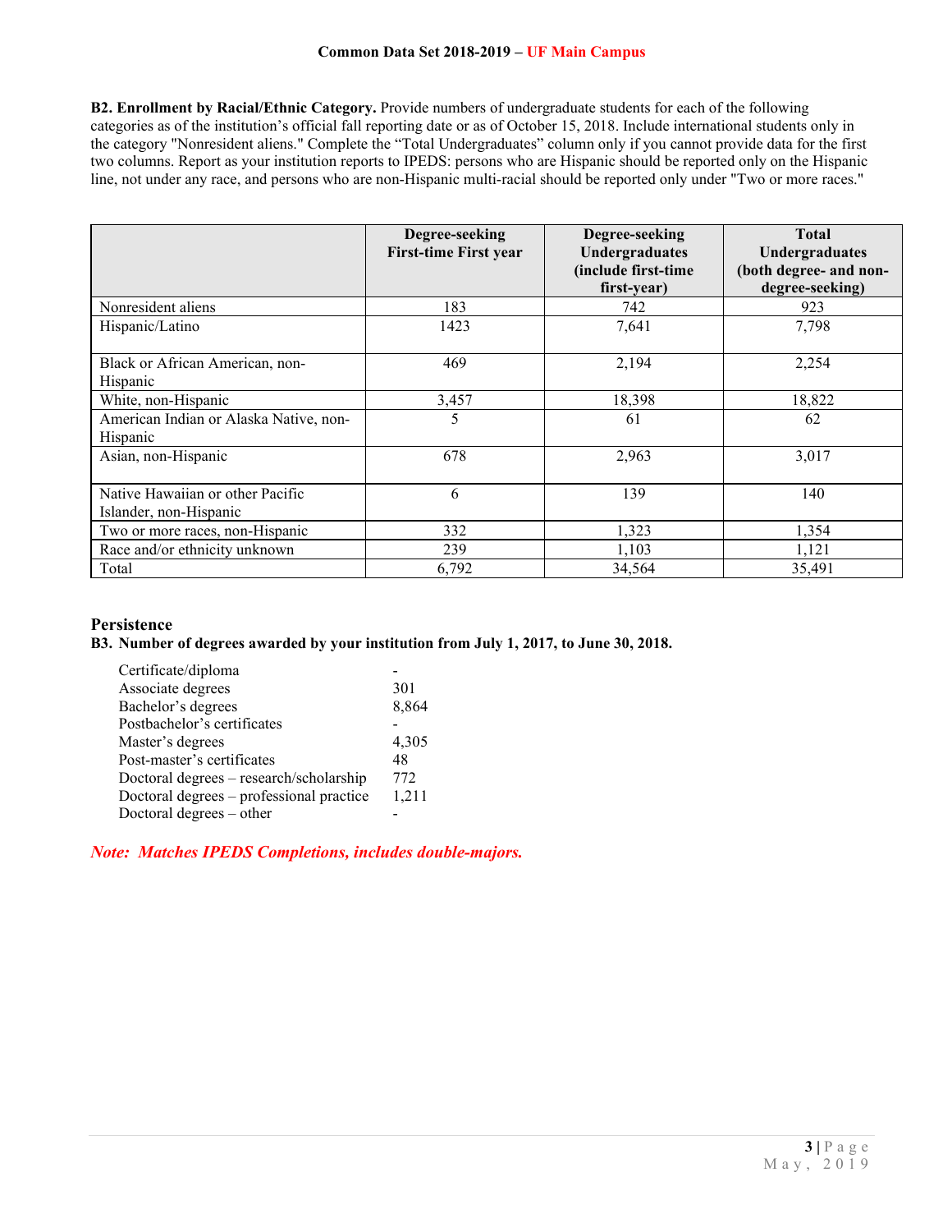**B2. Enrollment by Racial/Ethnic Category.** Provide numbers of undergraduate students for each of the following categories as of the institution's official fall reporting date or as of October 15, 2018. Include international students only in the category "Nonresident aliens." Complete the "Total Undergraduates" column only if you cannot provide data for the first two columns. Report as your institution reports to IPEDS: persons who are Hispanic should be reported only on the Hispanic line, not under any race, and persons who are non-Hispanic multi-racial should be reported only under "Two or more races."

| | Degree-seeking First-time First year | Degree-seeking Undergraduates (include first-time first-year) | Total Undergraduates (both degree- and non-degree-seeking) |
|---|---|---|---|
| Nonresident aliens | 183 | 742 | 923 |
| Hispanic/Latino | 1423 | 7,641 | 7,798 |
| Black or African American, non-Hispanic | 469 | 2,194 | 2,254 |
| White, non-Hispanic | 3,457 | 18,398 | 18,822 |
| American Indian or Alaska Native, non-Hispanic | 5 | 61 | 62 |
| Asian, non-Hispanic | 678 | 2,963 | 3,017 |
| Native Hawaiian or other Pacific Islander, non-Hispanic | 6 | 139 | 140 |
| Two or more races, non-Hispanic | 332 | 1,323 | 1,354 |
| Race and/or ethnicity unknown | 239 | 1,103 | 1,121 |
| Total | 6,792 | 34,564 | 35,491 |

## Persistence

**B3. Number of degrees awarded by your institution from July 1, 2017, to June 30, 2018.**

| | |
|---|---|
| Certificate/diploma | - |
| Associate degrees | 301 |
| Bachelor's degrees | 8,864 |
| Postbachelor's certificates | - |
| Master's degrees | 4,305 |
| Post-master's certificates | 48 |
| Doctoral degrees – research/scholarship | 772 |
| Doctoral degrees – professional practice | 1,211 |
| Doctoral degrees – other | - |

***Note: Matches IPEDS Completions, includes double-majors.***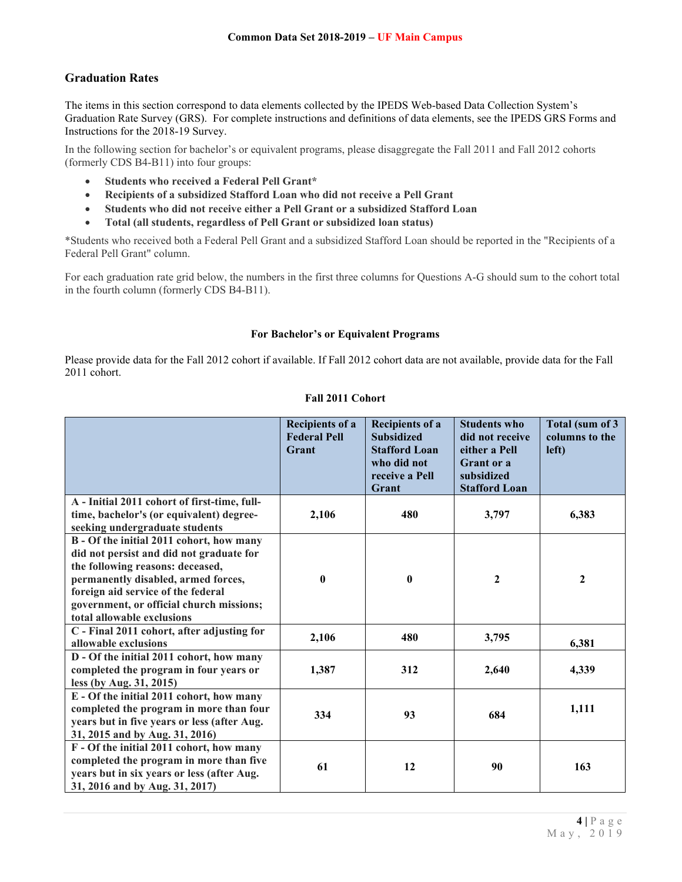**Common Data Set 2018-2019 – UF Main Campus**

## Graduation Rates

The items in this section correspond to data elements collected by the IPEDS Web-based Data Collection System's Graduation Rate Survey (GRS). For complete instructions and definitions of data elements, see the IPEDS GRS Forms and Instructions for the 2018-19 Survey.

In the following section for bachelor's or equivalent programs, please disaggregate the Fall 2011 and Fall 2012 cohorts (formerly CDS B4-B11) into four groups:

- **Students who received a Federal Pell Grant***
- **Recipients of a subsidized Stafford Loan who did not receive a Pell Grant**
- **Students who did not receive either a Pell Grant or a subsidized Stafford Loan**
- **Total (all students, regardless of Pell Grant or subsidized loan status)**

*Students who received both a Federal Pell Grant and a subsidized Stafford Loan should be reported in the "Recipients of a Federal Pell Grant" column.

For each graduation rate grid below, the numbers in the first three columns for Questions A-G should sum to the cohort total in the fourth column (formerly CDS B4-B11).

### For Bachelor's or Equivalent Programs

Please provide data for the Fall 2012 cohort if available. If Fall 2012 cohort data are not available, provide data for the Fall 2011 cohort.

**Fall 2011 Cohort**

| | Recipients of a Federal Pell Grant | Recipients of a Subsidized Stafford Loan who did not receive a Pell Grant | Students who did not receive either a Pell Grant or a subsidized Stafford Loan | Total (sum of 3 columns to the left) |
|---|---|---|---|---|
| A - Initial 2011 cohort of first-time, full-time, bachelor's (or equivalent) degree-seeking undergraduate students | 2,106 | 480 | 3,797 | 6,383 |
| B - Of the initial 2011 cohort, how many did not persist and did not graduate for the following reasons: deceased, permanently disabled, armed forces, foreign aid service of the federal government, or official church missions; total allowable exclusions | 0 | 0 | 2 | 2 |
| C - Final 2011 cohort, after adjusting for allowable exclusions | 2,106 | 480 | 3,795 | 6,381 |
| D - Of the initial 2011 cohort, how many completed the program in four years or less (by Aug. 31, 2015) | 1,387 | 312 | 2,640 | 4,339 |
| E - Of the initial 2011 cohort, how many completed the program in more than four years but in five years or less (after Aug. 31, 2015 and by Aug. 31, 2016) | 334 | 93 | 684 | 1,111 |
| F - Of the initial 2011 cohort, how many completed the program in more than five years but in six years or less (after Aug. 31, 2016 and by Aug. 31, 2017) | 61 | 12 | 90 | 163 |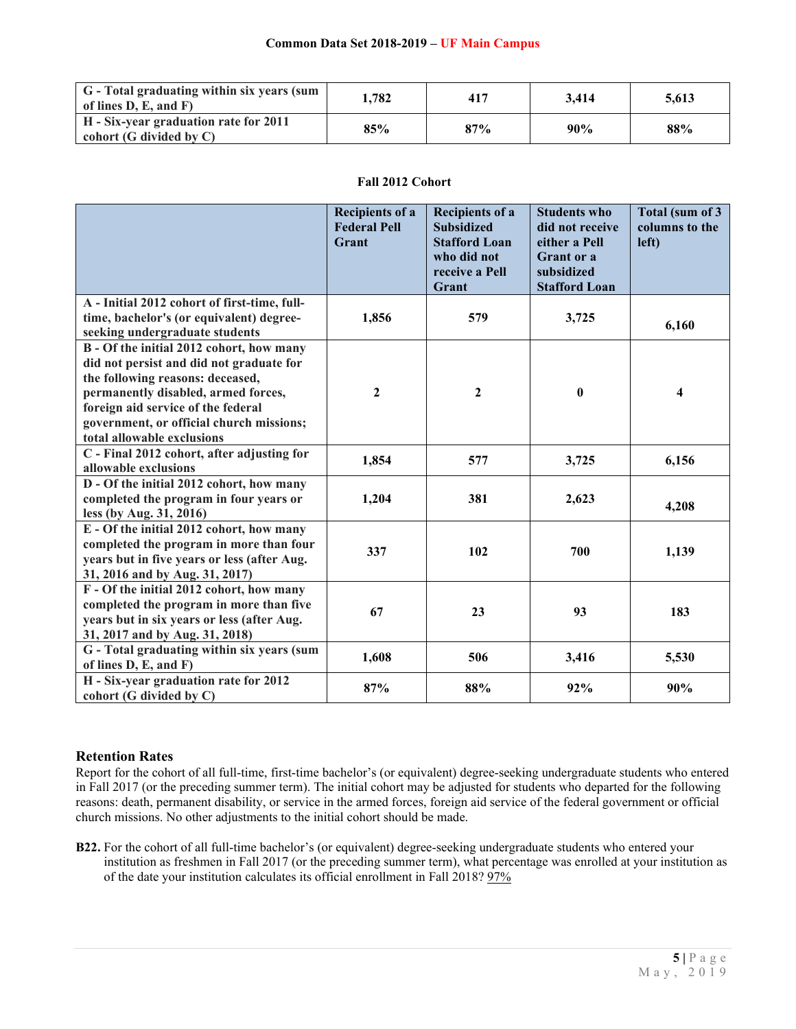| | | | | |
|---|---|---|---|---|
| **G - Total graduating within six years (sum of lines D, E, and F)** | **1,782** | **417** | **3,414** | **5,613** |
| **H - Six-year graduation rate for 2011 cohort (G divided by C)** | **85%** | **87%** | **90%** | **88%** |

**Fall 2012 Cohort**

| | Recipients of a Federal Pell Grant | Recipients of a Subsidized Stafford Loan who did not receive a Pell Grant | Students who did not receive either a Pell Grant or a subsidized Stafford Loan | Total (sum of 3 columns to the left) |
|---|---|---|---|---|
| **A - Initial 2012 cohort of first-time, full-time, bachelor's (or equivalent) degree-seeking undergraduate students** | **1,856** | **579** | **3,725** | **6,160** |
| **B - Of the initial 2012 cohort, how many did not persist and did not graduate for the following reasons: deceased, permanently disabled, armed forces, foreign aid service of the federal government, or official church missions; total allowable exclusions** | **2** | **2** | **0** | **4** |
| **C - Final 2012 cohort, after adjusting for allowable exclusions** | **1,854** | **577** | **3,725** | **6,156** |
| **D - Of the initial 2012 cohort, how many completed the program in four years or less (by Aug. 31, 2016)** | **1,204** | **381** | **2,623** | **4,208** |
| **E - Of the initial 2012 cohort, how many completed the program in more than four years but in five years or less (after Aug. 31, 2016 and by Aug. 31, 2017)** | **337** | **102** | **700** | **1,139** |
| **F - Of the initial 2012 cohort, how many completed the program in more than five years but in six years or less (after Aug. 31, 2017 and by Aug. 31, 2018)** | **67** | **23** | **93** | **183** |
| **G - Total graduating within six years (sum of lines D, E, and F)** | **1,608** | **506** | **3,416** | **5,530** |
| **H - Six-year graduation rate for 2012 cohort (G divided by C)** | **87%** | **88%** | **92%** | **90%** |

## Retention Rates

Report for the cohort of all full-time, first-time bachelor's (or equivalent) degree-seeking undergraduate students who entered in Fall 2017 (or the preceding summer term). The initial cohort may be adjusted for students who departed for the following reasons: death, permanent disability, or service in the armed forces, foreign aid service of the federal government or official church missions. No other adjustments to the initial cohort should be made.

**B22.** For the cohort of all full-time bachelor's (or equivalent) degree-seeking undergraduate students who entered your institution as freshmen in Fall 2017 (or the preceding summer term), what percentage was enrolled at your institution as of the date your institution calculates its official enrollment in Fall 2018? 97%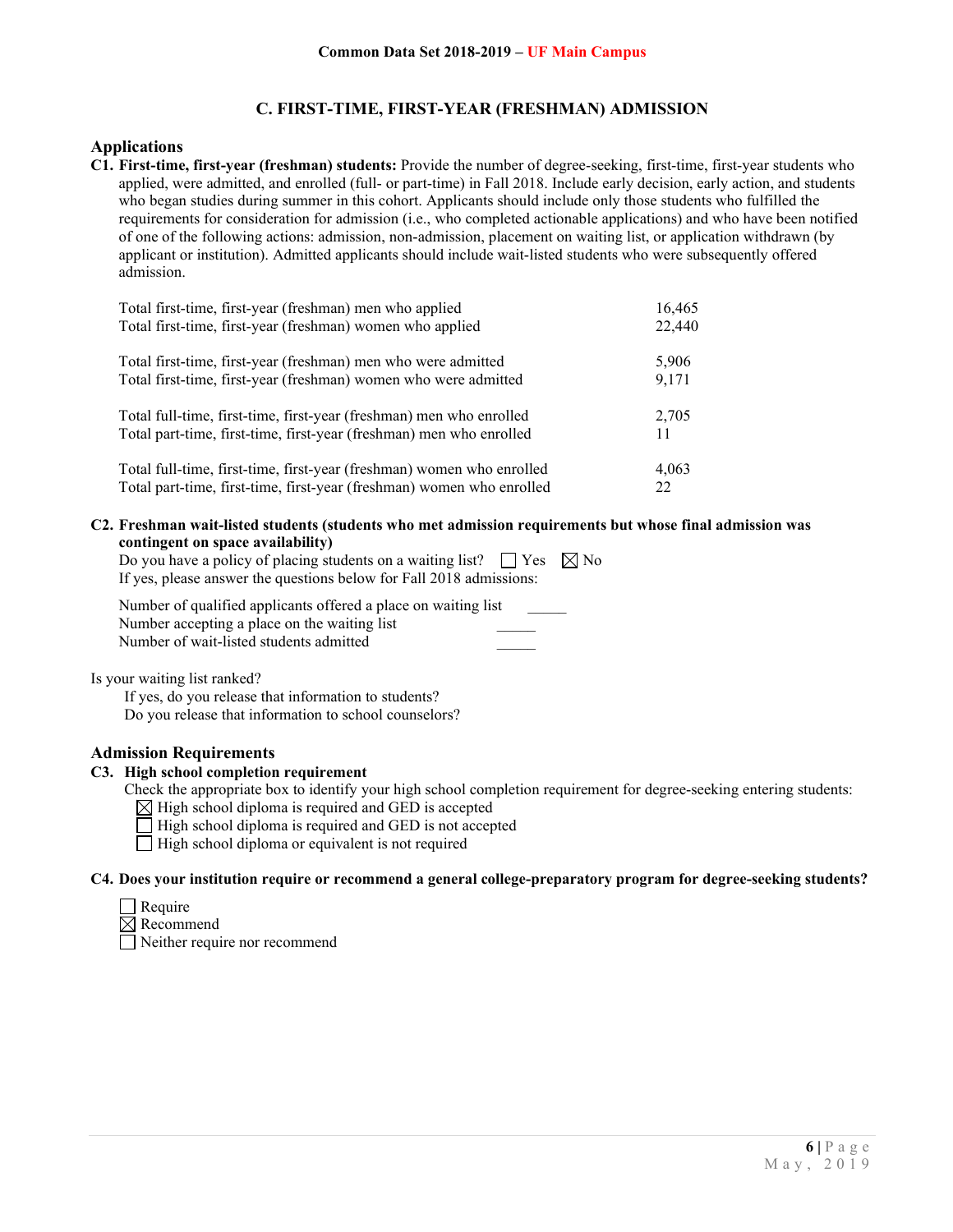## C. FIRST-TIME, FIRST-YEAR (FRESHMAN) ADMISSION

### Applications

**C1. First-time, first-year (freshman) students:** Provide the number of degree-seeking, first-time, first-year students who applied, were admitted, and enrolled (full- or part-time) in Fall 2018. Include early decision, early action, and students who began studies during summer in this cohort. Applicants should include only those students who fulfilled the requirements for consideration for admission (i.e., who completed actionable applications) and who have been notified of one of the following actions: admission, non-admission, placement on waiting list, or application withdrawn (by applicant or institution). Admitted applicants should include wait-listed students who were subsequently offered admission.

| | |
|---|---|
| Total first-time, first-year (freshman) men who applied | 16,465 |
| Total first-time, first-year (freshman) women who applied | 22,440 |
| Total first-time, first-year (freshman) men who were admitted | 5,906 |
| Total first-time, first-year (freshman) women who were admitted | 9,171 |
| Total full-time, first-time, first-year (freshman) men who enrolled | 2,705 |
| Total part-time, first-time, first-year (freshman) men who enrolled | 11 |
| Total full-time, first-time, first-year (freshman) women who enrolled | 4,063 |
| Total part-time, first-time, first-year (freshman) women who enrolled | 22 |

**C2. Freshman wait-listed students (students who met admission requirements but whose final admission was contingent on space availability)**

Do you have a policy of placing students on a waiting list? ☐ Yes ☒ No

If yes, please answer the questions below for Fall 2018 admissions:

Number of qualified applicants offered a place on waiting list _____
Number accepting a place on the waiting list _____
Number of wait-listed students admitted _____

Is your waiting list ranked?
If yes, do you release that information to students?
Do you release that information to school counselors?

### Admission Requirements

**C3. High school completion requirement**

Check the appropriate box to identify your high school completion requirement for degree-seeking entering students:

☒ High school diploma is required and GED is accepted
☐ High school diploma is required and GED is not accepted
☐ High school diploma or equivalent is not required

**C4. Does your institution require or recommend a general college-preparatory program for degree-seeking students?**

☐ Require
☒ Recommend
☐ Neither require nor recommend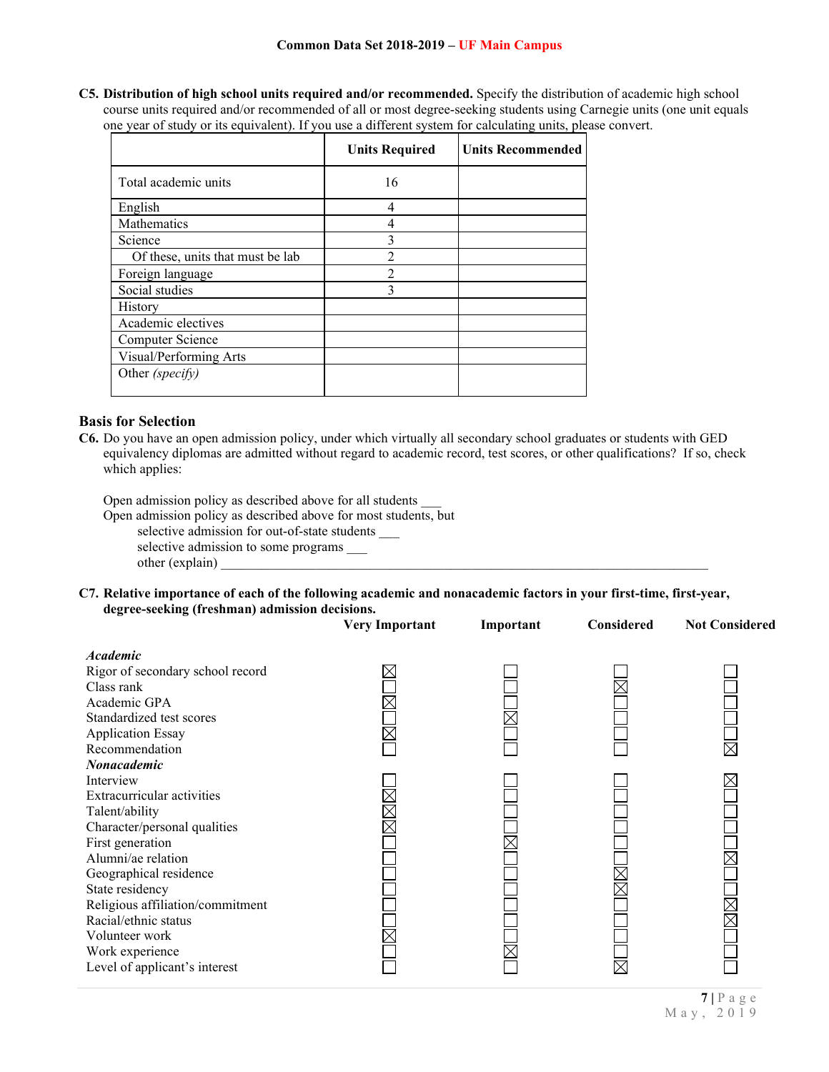**C5. Distribution of high school units required and/or recommended.** Specify the distribution of academic high school course units required and/or recommended of all or most degree-seeking students using Carnegie units (one unit equals one year of study or its equivalent). If you use a different system for calculating units, please convert.

| | Units Required | Units Recommended |
|---|---|---|
| Total academic units | 16 | |
| English | 4 | |
| Mathematics | 4 | |
| Science | 3 | |
| Of these, units that must be lab | 2 | |
| Foreign language | 2 | |
| Social studies | 3 | |
| History | | |
| Academic electives | | |
| Computer Science | | |
| Visual/Performing Arts | | |
| Other *(specify)* | | |

### Basis for Selection

**C6.** Do you have an open admission policy, under which virtually all secondary school graduates or students with GED equivalency diplomas are admitted without regard to academic record, test scores, or other qualifications? If so, check which applies:

Open admission policy as described above for all students ___

Open admission policy as described above for most students, but

- selective admission for out-of-state students ___
- selective admission to some programs ___
- other (explain) ________________________________________________

**C7. Relative importance of each of the following academic and nonacademic factors in your first-time, first-year, degree-seeking (freshman) admission decisions.**

| | Very Important | Important | Considered | Not Considered |
|---|---|---|---|---|
| ***Academic*** | | | | |
| Rigor of secondary school record | ☒ | ☐ | ☐ | ☐ |
| Class rank | ☐ | ☐ | ☒ | ☐ |
| Academic GPA | ☒ | ☐ | ☐ | ☐ |
| Standardized test scores | ☐ | ☒ | ☐ | ☐ |
| Application Essay | ☒ | ☐ | ☐ | ☐ |
| Recommendation | ☐ | ☐ | ☐ | ☒ |
| ***Nonacademic*** | | | | |
| Interview | ☐ | ☐ | ☐ | ☒ |
| Extracurricular activities | ☒ | ☐ | ☐ | ☐ |
| Talent/ability | ☒ | ☐ | ☐ | ☐ |
| Character/personal qualities | ☒ | ☐ | ☐ | ☐ |
| First generation | ☐ | ☒ | ☐ | ☐ |
| Alumni/ae relation | ☐ | ☐ | ☐ | ☒ |
| Geographical residence | ☐ | ☐ | ☒ | ☐ |
| State residency | ☐ | ☐ | ☒ | ☐ |
| Religious affiliation/commitment | ☐ | ☐ | ☐ | ☒ |
| Racial/ethnic status | ☐ | ☐ | ☐ | ☒ |
| Volunteer work | ☒ | ☐ | ☐ | ☐ |
| Work experience | ☐ | ☒ | ☐ | ☐ |
| Level of applicant's interest | ☐ | ☐ | ☒ | ☐ |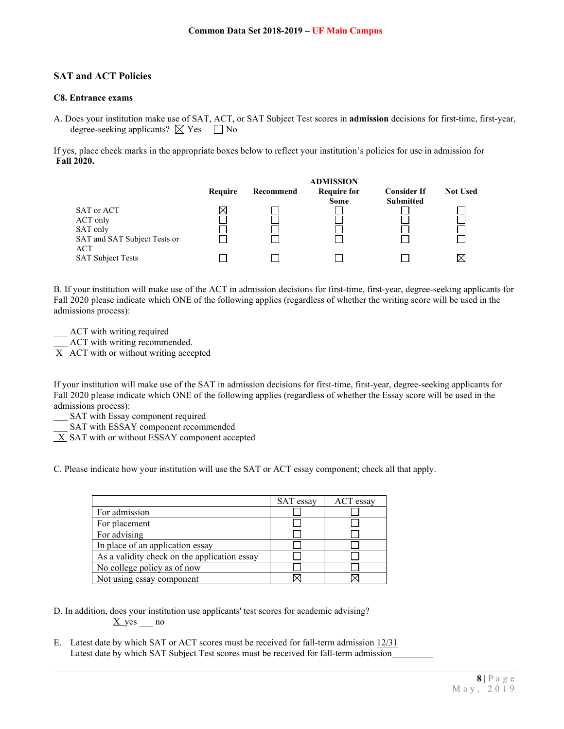## SAT and ACT Policies

### C8. Entrance exams

A. Does your institution make use of SAT, ACT, or SAT Subject Test scores in **admission** decisions for first-time, first-year, degree-seeking applicants? ☒ Yes ☐ No

If yes, place check marks in the appropriate boxes below to reflect your institution's policies for use in admission for **Fall 2020.**

| | Require | Recommend | ADMISSION Require for Some | Consider If Submitted | Not Used |
|---|---|---|---|---|---|
| SAT or ACT | ☒ | ☐ | ☐ | ☐ | ☐ |
| ACT only | ☐ | ☐ | ☐ | ☐ | ☐ |
| SAT only | ☐ | ☐ | ☐ | ☐ | ☐ |
| SAT and SAT Subject Tests or ACT | ☐ | ☐ | ☐ | ☐ | ☐ |
| SAT Subject Tests | ☐ | ☐ | ☐ | ☐ | ☒ |

B. If your institution will make use of the ACT in admission decisions for first-time, first-year, degree-seeking applicants for Fall 2020 please indicate which ONE of the following applies (regardless of whether the writing score will be used in the admissions process):

\_\_\_ ACT with writing required
\_\_\_ ACT with writing recommended.
\_X\_ ACT with or without writing accepted

If your institution will make use of the SAT in admission decisions for first-time, first-year, degree-seeking applicants for Fall 2020 please indicate which ONE of the following applies (regardless of whether the Essay score will be used in the admissions process):

\_\_\_ SAT with Essay component required
\_\_\_ SAT with ESSAY component recommended
\_X\_ SAT with or without ESSAY component accepted

C. Please indicate how your institution will use the SAT or ACT essay component; check all that apply.

| | SAT essay | ACT essay |
|---|---|---|
| For admission | ☐ | ☐ |
| For placement | ☐ | ☐ |
| For advising | ☐ | ☐ |
| In place of an application essay | ☐ | ☐ |
| As a validity check on the application essay | ☐ | ☐ |
| No college policy as of now | ☐ | ☐ |
| Not using essay component | ☒ | ☒ |

D. In addition, does your institution use applicants' test scores for academic advising?
\_X\_ yes \_\_\_ no

E. Latest date by which SAT or ACT scores must be received for fall-term admission 12/31
Latest date by which SAT Subject Test scores must be received for fall-term admission\_\_\_\_\_\_\_\_\_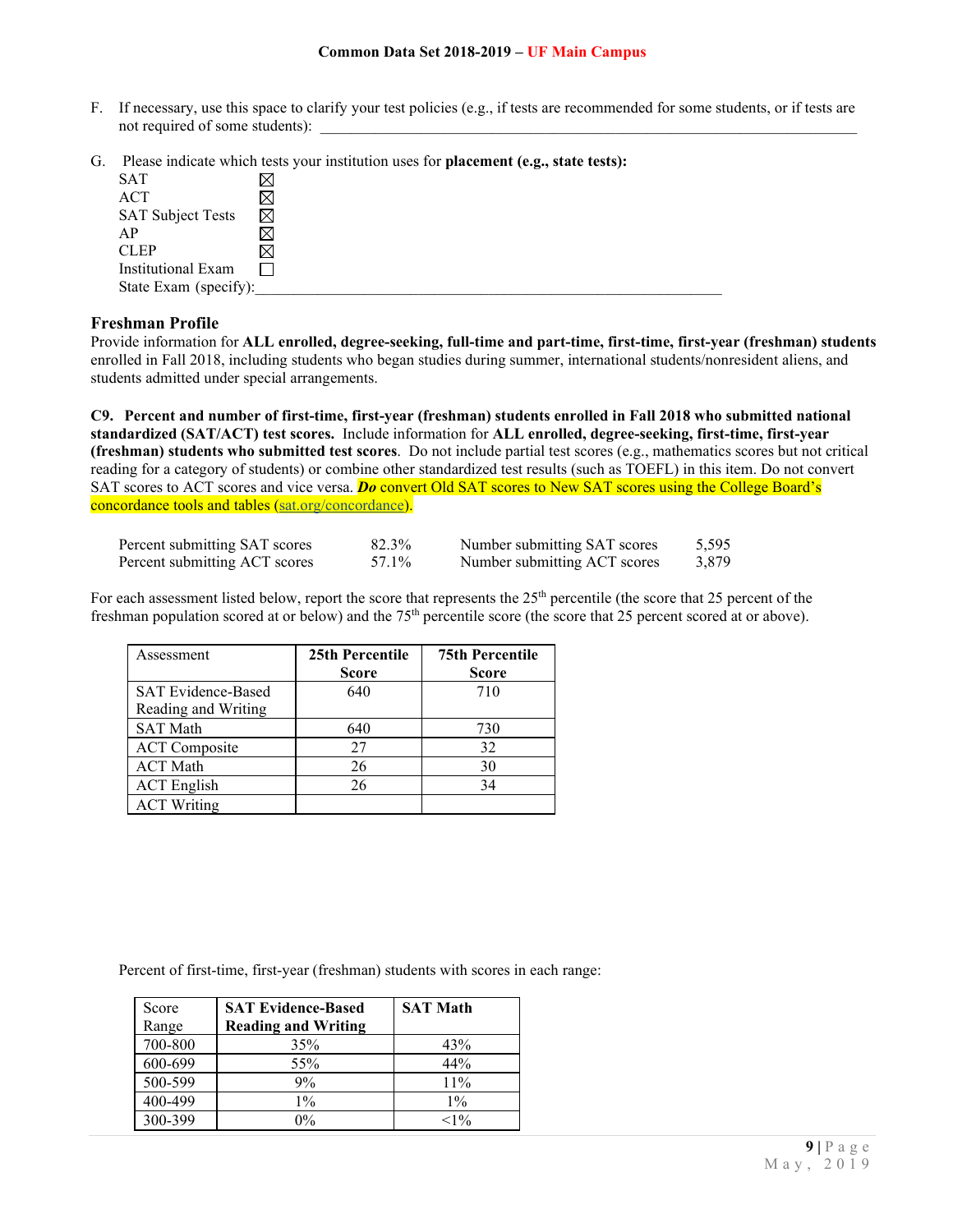F. If necessary, use this space to clarify your test policies (e.g., if tests are recommended for some students, or if tests are not required of some students): ________________________________________________________________________

G. Please indicate which tests your institution uses for **placement (e.g., state tests):**

SAT ☒
ACT ☒
SAT Subject Tests ☒
AP ☒
CLEP ☒
Institutional Exam ☐
State Exam (specify):_____________________________________________________________

## Freshman Profile

Provide information for **ALL enrolled, degree-seeking, full-time and part-time, first-time, first-year (freshman) students** enrolled in Fall 2018, including students who began studies during summer, international students/nonresident aliens, and students admitted under special arrangements.

**C9. Percent and number of first-time, first-year (freshman) students enrolled in Fall 2018 who submitted national standardized (SAT/ACT) test scores.** Include information for **ALL enrolled, degree-seeking, first-time, first-year (freshman) students who submitted test scores**. Do not include partial test scores (e.g., mathematics scores but not critical reading for a category of students) or combine other standardized test results (such as TOEFL) in this item. Do not convert SAT scores to ACT scores and vice versa. ***Do*** convert Old SAT scores to New SAT scores using the College Board's concordance tools and tables (sat.org/concordance).

| | | | |
|---|---|---|---|
| Percent submitting SAT scores | 82.3% | Number submitting SAT scores | 5,595 |
| Percent submitting ACT scores | 57.1% | Number submitting ACT scores | 3,879 |

For each assessment listed below, report the score that represents the 25th percentile (the score that 25 percent of the freshman population scored at or below) and the 75th percentile score (the score that 25 percent scored at or above).

| Assessment | **25th Percentile Score** | **75th Percentile Score** |
|---|---|---|
| SAT Evidence-Based Reading and Writing | 640 | 710 |
| SAT Math | 640 | 730 |
| ACT Composite | 27 | 32 |
| ACT Math | 26 | 30 |
| ACT English | 26 | 34 |
| ACT Writing | | |

Percent of first-time, first-year (freshman) students with scores in each range:

| Score Range | **SAT Evidence-Based Reading and Writing** | **SAT Math** |
|---|---|---|
| 700-800 | 35% | 43% |
| 600-699 | 55% | 44% |
| 500-599 | 9% | 11% |
| 400-499 | 1% | 1% |
| 300-399 | 0% | <1% |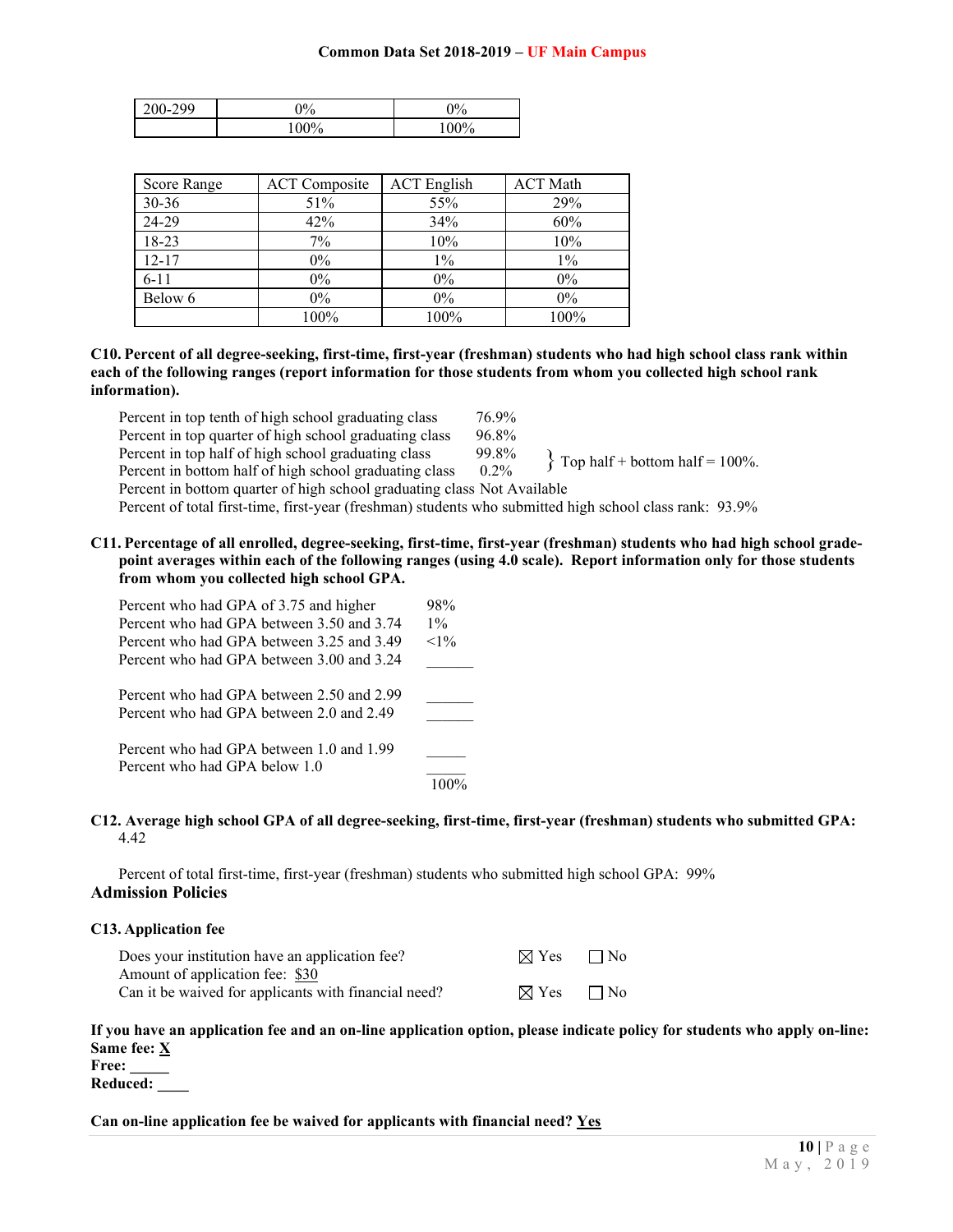| 200-299 | 0% | 0% |
|---|---|---|
| | 100% | 100% |

| Score Range | ACT Composite | ACT English | ACT Math |
|---|---|---|---|
| 30-36 | 51% | 55% | 29% |
| 24-29 | 42% | 34% | 60% |
| 18-23 | 7% | 10% | 10% |
| 12-17 | 0% | 1% | 1% |
| 6-11 | 0% | 0% | 0% |
| Below 6 | 0% | 0% | 0% |
| | 100% | 100% | 100% |

**C10. Percent of all degree-seeking, first-time, first-year (freshman) students who had high school class rank within each of the following ranges (report information for those students from whom you collected high school rank information).**

Percent in top tenth of high school graduating class 76.9%
Percent in top quarter of high school graduating class 96.8%
Percent in top half of high school graduating class 99.8%
Percent in bottom half of high school graduating class 0.2%
} Top half + bottom half = 100%.
Percent in bottom quarter of high school graduating class Not Available
Percent of total first-time, first-year (freshman) students who submitted high school class rank: 93.9%

**C11. Percentage of all enrolled, degree-seeking, first-time, first-year (freshman) students who had high school grade-point averages within each of the following ranges (using 4.0 scale). Report information only for those students from whom you collected high school GPA.**

Percent who had GPA of 3.75 and higher 98%
Percent who had GPA between 3.50 and 3.74 1%
Percent who had GPA between 3.25 and 3.49 <1%
Percent who had GPA between 3.00 and 3.24 ______

Percent who had GPA between 2.50 and 2.99 ______
Percent who had GPA between 2.0 and 2.49 ______

Percent who had GPA between 1.0 and 1.99 _____
Percent who had GPA below 1.0 _____
100%

**C12. Average high school GPA of all degree-seeking, first-time, first-year (freshman) students who submitted GPA:** 4.42

Percent of total first-time, first-year (freshman) students who submitted high school GPA: 99%

## Admission Policies

**C13. Application fee**

Does your institution have an application fee? ☒ Yes ☐ No
Amount of application fee: $30
Can it be waived for applicants with financial need? ☒ Yes ☐ No

**If you have an application fee and an on-line application option, please indicate policy for students who apply on-line:**
**Same fee:** X
**Free:** _____
**Reduced:** ____

**Can on-line application fee be waived for applicants with financial need?** Yes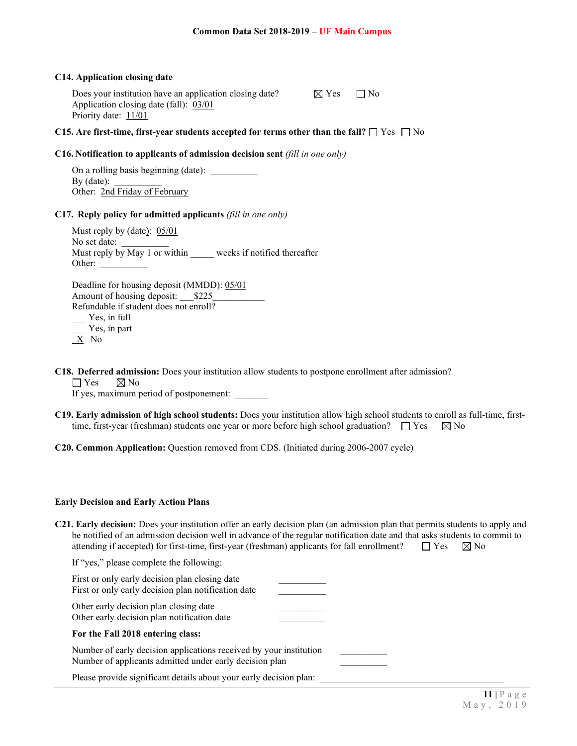**C14. Application closing date**

Does your institution have an application closing date? ☒ Yes ☐ No
Application closing date (fall): 03/01
Priority date: 11/01

**C15. Are first-time, first-year students accepted for terms other than the fall?** ☐ Yes ☐ No

**C16. Notification to applicants of admission decision sent** *(fill in one only)*

On a rolling basis beginning (date): __________
By (date): __________
Other: 2nd Friday of February

**C17. Reply policy for admitted applicants** *(fill in one only)*

Must reply by (date): 05/01
No set date: __________
Must reply by May 1 or within _____ weeks if notified thereafter
Other: __________

Deadline for housing deposit (MMDD): 05/01
Amount of housing deposit: ___$225___________
Refundable if student does not enroll?
___ Yes, in full
___ Yes, in part
_X_ No

**C18. Deferred admission:** Does your institution allow students to postpone enrollment after admission?
☐ Yes ☒ No
If yes, maximum period of postponement: _______

**C19. Early admission of high school students:** Does your institution allow high school students to enroll as full-time, first-time, first-year (freshman) students one year or more before high school graduation? ☐ Yes ☒ No

**C20. Common Application:** Question removed from CDS. (Initiated during 2006-2007 cycle)

**Early Decision and Early Action Plans**

**C21. Early decision:** Does your institution offer an early decision plan (an admission plan that permits students to apply and be notified of an admission decision well in advance of the regular notification date and that asks students to commit to attending if accepted) for first-time, first-year (freshman) applicants for fall enrollment? ☐ Yes ☒ No

If "yes," please complete the following:

First or only early decision plan closing date __________
First or only early decision plan notification date __________

Other early decision plan closing date __________
Other early decision plan notification date __________

**For the Fall 2018 entering class:**

Number of early decision applications received by your institution __________
Number of applicants admitted under early decision plan __________

Please provide significant details about your early decision plan: ______________________________________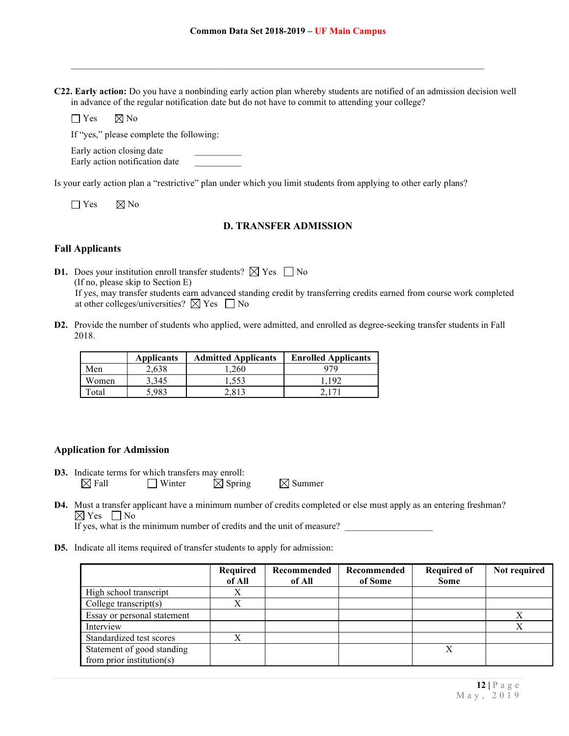**C22. Early action:** Do you have a nonbinding early action plan whereby students are notified of an admission decision well in advance of the regular notification date but do not have to commit to attending your college?

☐ Yes ☒ No

If "yes," please complete the following:

Early action closing date \_\_\_\_\_\_\_\_\_\_
Early action notification date \_\_\_\_\_\_\_\_\_\_

Is your early action plan a "restrictive" plan under which you limit students from applying to other early plans?

☐ Yes ☒ No

## D. TRANSFER ADMISSION

### Fall Applicants

**D1.** Does your institution enroll transfer students? ☒ Yes ☐ No
(If no, please skip to Section E)
If yes, may transfer students earn advanced standing credit by transferring credits earned from course work completed at other colleges/universities? ☒ Yes ☐ No

**D2.** Provide the number of students who applied, were admitted, and enrolled as degree-seeking transfer students in Fall 2018.

| | Applicants | Admitted Applicants | Enrolled Applicants |
|---|---|---|---|
| Men | 2,638 | 1,260 | 979 |
| Women | 3,345 | 1,553 | 1,192 |
| Total | 5,983 | 2,813 | 2,171 |

### Application for Admission

**D3.** Indicate terms for which transfers may enroll:
☒ Fall ☐ Winter ☒ Spring ☒ Summer

**D4.** Must a transfer applicant have a minimum number of credits completed or else must apply as an entering freshman?
☒ Yes ☐ No
If yes, what is the minimum number of credits and the unit of measure? \_\_\_\_\_\_\_\_\_\_\_\_\_\_\_\_\_\_

**D5.** Indicate all items required of transfer students to apply for admission:

| | Required of All | Recommended of All | Recommended of Some | Required of Some | Not required |
|---|---|---|---|---|---|
| High school transcript | X | | | | |
| College transcript(s) | X | | | | |
| Essay or personal statement | | | | | X |
| Interview | | | | | X |
| Standardized test scores | X | | | | |
| Statement of good standing from prior institution(s) | | | | X | |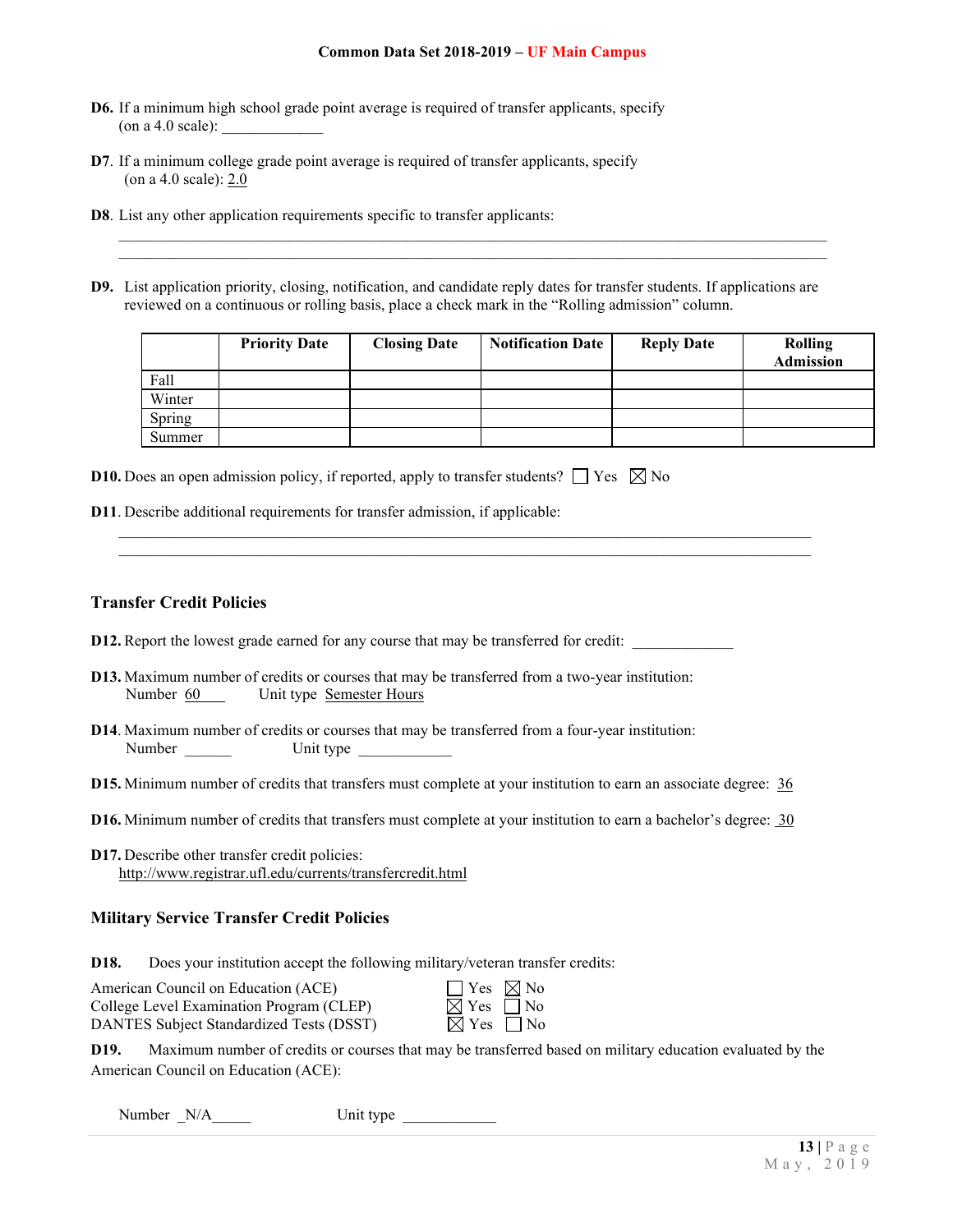**D6.** If a minimum high school grade point average is required of transfer applicants, specify (on a 4.0 scale): _____________

**D7**. If a minimum college grade point average is required of transfer applicants, specify (on a 4.0 scale): 2.0

**D8**. List any other application requirements specific to transfer applicants:

______________________________________________________________________________________

______________________________________________________________________________________

**D9.** List application priority, closing, notification, and candidate reply dates for transfer students. If applications are reviewed on a continuous or rolling basis, place a check mark in the "Rolling admission" column.

| | Priority Date | Closing Date | Notification Date | Reply Date | Rolling Admission |
|---|---|---|---|---|---|
| Fall | | | | | |
| Winter | | | | | |
| Spring | | | | | |
| Summer | | | | | |

**D10.** Does an open admission policy, if reported, apply to transfer students? ☐ Yes ☒ No

**D11**. Describe additional requirements for transfer admission, if applicable:

______________________________________________________________________________________

______________________________________________________________________________________

## Transfer Credit Policies

**D12.** Report the lowest grade earned for any course that may be transferred for credit: _____________

**D13.** Maximum number of credits or courses that may be transferred from a two-year institution:
Number 60 Unit type Semester Hours

**D14**. Maximum number of credits or courses that may be transferred from a four-year institution:
Number ______ Unit type ____________

**D15.** Minimum number of credits that transfers must complete at your institution to earn an associate degree: 36

**D16.** Minimum number of credits that transfers must complete at your institution to earn a bachelor's degree: 30

**D17.** Describe other transfer credit policies:
http://www.registrar.ufl.edu/currents/transfercredit.html

## Military Service Transfer Credit Policies

**D18.** Does your institution accept the following military/veteran transfer credits:

American Council on Education (ACE) ☐ Yes ☒ No
College Level Examination Program (CLEP) ☒ Yes ☐ No
DANTES Subject Standardized Tests (DSST) ☒ Yes ☐ No

**D19.** Maximum number of credits or courses that may be transferred based on military education evaluated by the American Council on Education (ACE):

Number _N/A_____ Unit type ____________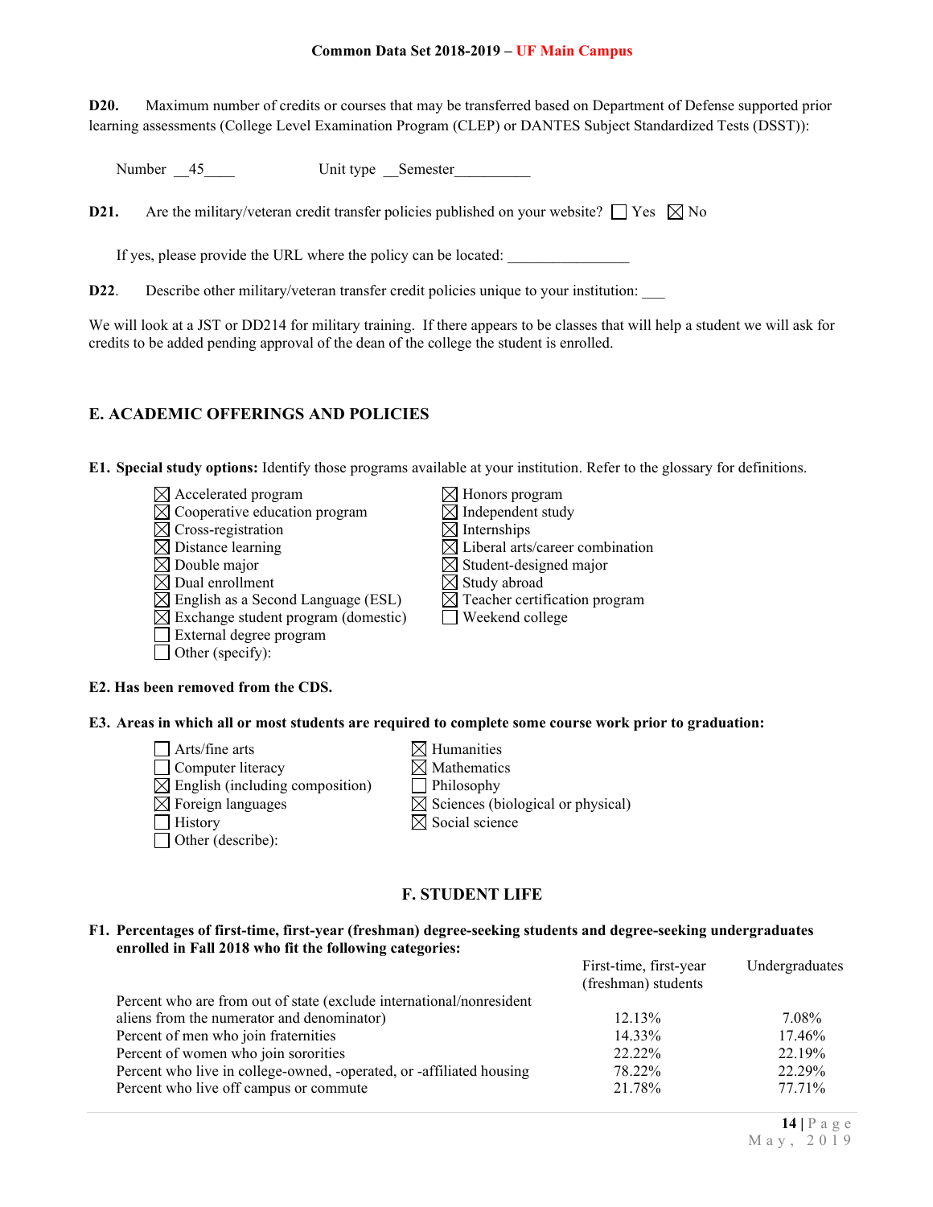**D20.** Maximum number of credits or courses that may be transferred based on Department of Defense supported prior learning assessments (College Level Examination Program (CLEP) or DANTES Subject Standardized Tests (DSST)):

Number __45____ Unit type __Semester__________

**D21.** Are the military/veteran credit transfer policies published on your website? ☐ Yes ☒ No

If yes, please provide the URL where the policy can be located: ________________

**D22.** Describe other military/veteran transfer credit policies unique to your institution: ___

We will look at a JST or DD214 for military training. If there appears to be classes that will help a student we will ask for credits to be added pending approval of the dean of the college the student is enrolled.

## E. ACADEMIC OFFERINGS AND POLICIES

**E1. Special study options:** Identify those programs available at your institution. Refer to the glossary for definitions.

- ☒ Accelerated program
- ☒ Cooperative education program
- ☒ Cross-registration
- ☒ Distance learning
- ☒ Double major
- ☒ Dual enrollment
- ☒ English as a Second Language (ESL)
- ☒ Exchange student program (domestic)
- ☐ External degree program
- ☐ Other (specify):
- ☒ Honors program
- ☒ Independent study
- ☒ Internships
- ☒ Liberal arts/career combination
- ☒ Student-designed major
- ☒ Study abroad
- ☒ Teacher certification program
- ☐ Weekend college

**E2. Has been removed from the CDS.**

**E3. Areas in which all or most students are required to complete some course work prior to graduation:**

- ☐ Arts/fine arts
- ☐ Computer literacy
- ☒ English (including composition)
- ☒ Foreign languages
- ☐ History
- ☐ Other (describe):
- ☒ Humanities
- ☒ Mathematics
- ☐ Philosophy
- ☒ Sciences (biological or physical)
- ☒ Social science

## F. STUDENT LIFE

**F1. Percentages of first-time, first-year (freshman) degree-seeking students and degree-seeking undergraduates enrolled in Fall 2018 who fit the following categories:**

| | First-time, first-year (freshman) students | Undergraduates |
|---|---|---|
| Percent who are from out of state (exclude international/nonresident aliens from the numerator and denominator) | 12.13% | 7.08% |
| Percent of men who join fraternities | 14.33% | 17.46% |
| Percent of women who join sororities | 22.22% | 22.19% |
| Percent who live in college-owned, -operated, or -affiliated housing | 78.22% | 22.29% |
| Percent who live off campus or commute | 21.78% | 77.71% |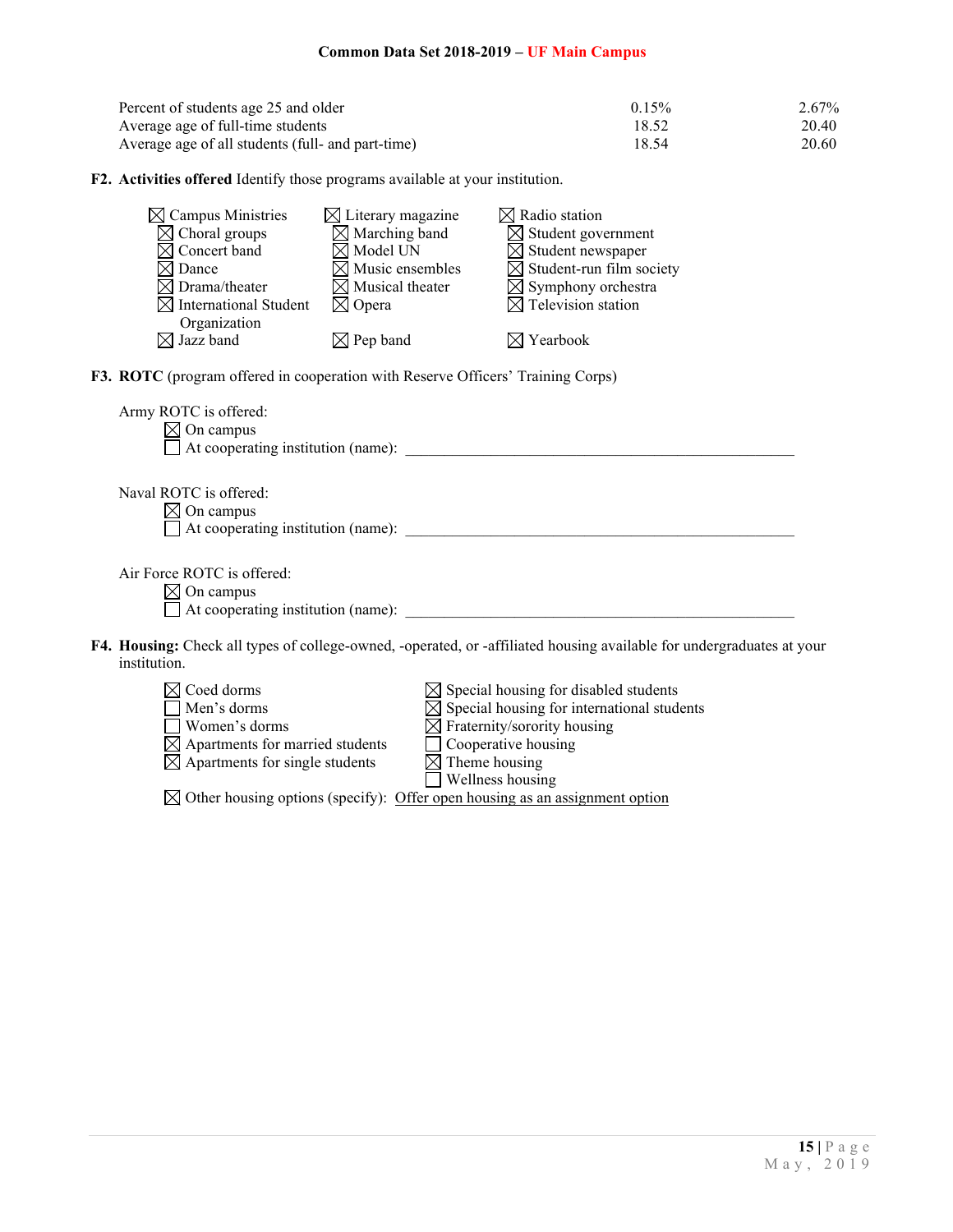| | | |
|---|---|---|
| Percent of students age 25 and older | 0.15% | 2.67% |
| Average age of full-time students | 18.52 | 20.40 |
| Average age of all students (full- and part-time) | 18.54 | 20.60 |

**F2. Activities offered** Identify those programs available at your institution.

- ☒ Campus Ministries
- ☒ Choral groups
- ☒ Concert band
- ☒ Dance
- ☒ Drama/theater
- ☒ International Student Organization
- ☒ Jazz band
- ☒ Literary magazine
- ☒ Marching band
- ☒ Model UN
- ☒ Music ensembles
- ☒ Musical theater
- ☒ Opera
- ☒ Pep band
- ☒ Radio station
- ☒ Student government
- ☒ Student newspaper
- ☒ Student-run film society
- ☒ Symphony orchestra
- ☒ Television station
- ☒ Yearbook

**F3. ROTC** (program offered in cooperation with Reserve Officers' Training Corps)

Army ROTC is offered:
- ☒ On campus
- ☐ At cooperating institution (name): ____________________

Naval ROTC is offered:
- ☒ On campus
- ☐ At cooperating institution (name): ____________________

Air Force ROTC is offered:
- ☒ On campus
- ☐ At cooperating institution (name): ____________________

**F4. Housing:** Check all types of college-owned, -operated, or -affiliated housing available for undergraduates at your institution.

- ☒ Coed dorms
- ☐ Men's dorms
- ☐ Women's dorms
- ☒ Apartments for married students
- ☒ Apartments for single students
- ☒ Special housing for disabled students
- ☒ Special housing for international students
- ☒ Fraternity/sorority housing
- ☐ Cooperative housing
- ☒ Theme housing
- ☐ Wellness housing
- ☒ Other housing options (specify): Offer open housing as an assignment option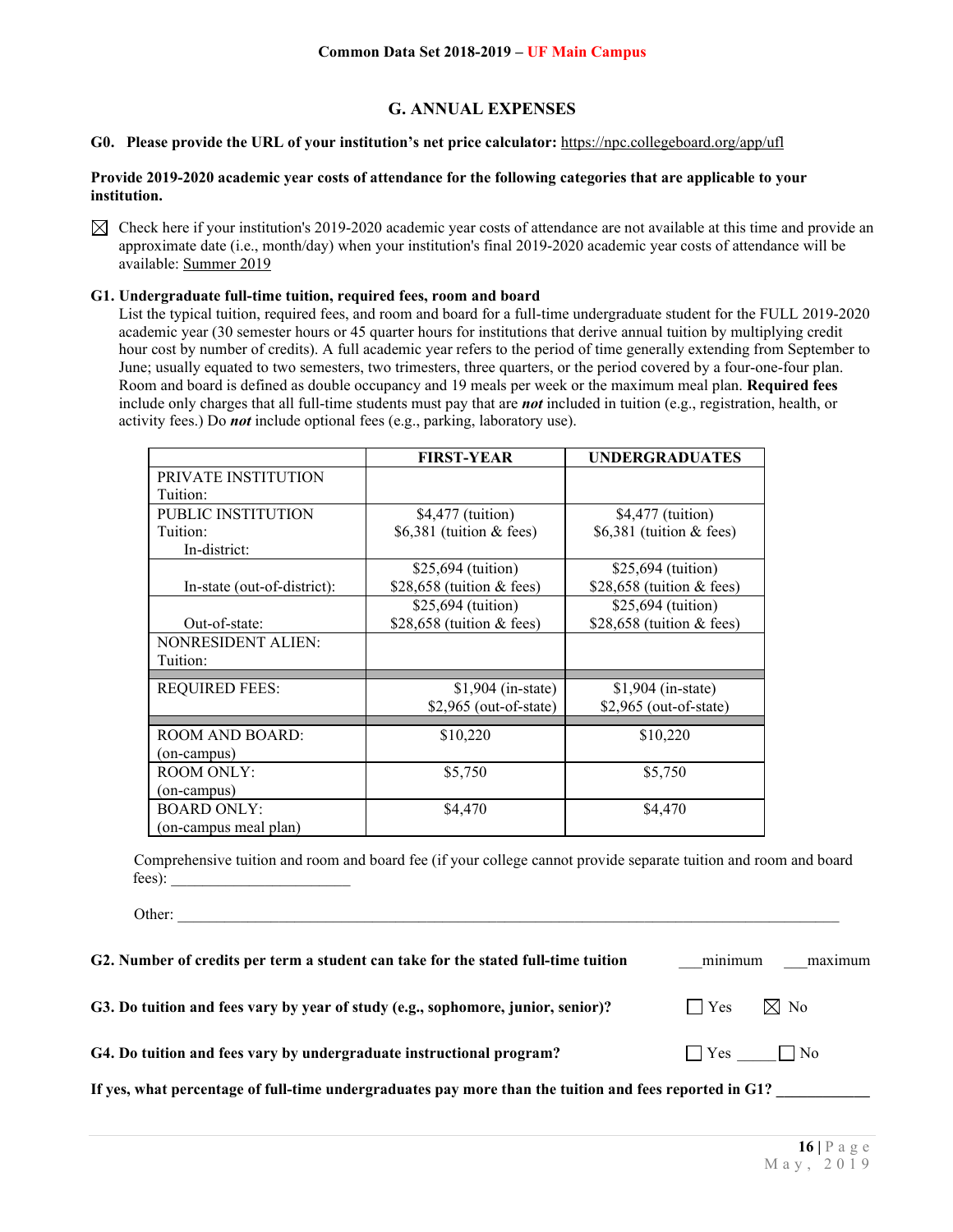Common Data Set 2018-2019 – UF Main Campus

## G. ANNUAL EXPENSES

**G0. Please provide the URL of your institution's net price calculator:** https://npc.collegeboard.org/app/ufl

**Provide 2019-2020 academic year costs of attendance for the following categories that are applicable to your institution.**

☒ Check here if your institution's 2019-2020 academic year costs of attendance are not available at this time and provide an approximate date (i.e., month/day) when your institution's final 2019-2020 academic year costs of attendance will be available: Summer 2019

**G1. Undergraduate full-time tuition, required fees, room and board**

List the typical tuition, required fees, and room and board for a full-time undergraduate student for the FULL 2019-2020 academic year (30 semester hours or 45 quarter hours for institutions that derive annual tuition by multiplying credit hour cost by number of credits). A full academic year refers to the period of time generally extending from September to June; usually equated to two semesters, two trimesters, three quarters, or the period covered by a four-one-four plan. Room and board is defined as double occupancy and 19 meals per week or the maximum meal plan. **Required fees** include only charges that all full-time students must pay that are ***not*** included in tuition (e.g., registration, health, or activity fees.) Do ***not*** include optional fees (e.g., parking, laboratory use).

| | FIRST-YEAR | UNDERGRADUATES |
|---|---|---|
| PRIVATE INSTITUTION Tuition: | | |
| PUBLIC INSTITUTION Tuition: In-district: | $4,477 (tuition) $6,381 (tuition & fees) | $4,477 (tuition) $6,381 (tuition & fees) |
| In-state (out-of-district): | $25,694 (tuition) $28,658 (tuition & fees) | $25,694 (tuition) $28,658 (tuition & fees) |
| Out-of-state: | $25,694 (tuition) $28,658 (tuition & fees) | $25,694 (tuition) $28,658 (tuition & fees) |
| NONRESIDENT ALIEN: Tuition: | | |
| REQUIRED FEES: | $1,904 (in-state) $2,965 (out-of-state) | $1,904 (in-state) $2,965 (out-of-state) |
| ROOM AND BOARD: (on-campus) | $10,220 | $10,220 |
| ROOM ONLY: (on-campus) | $5,750 | $5,750 |
| BOARD ONLY: (on-campus meal plan) | $4,470 | $4,470 |

Comprehensive tuition and room and board fee (if your college cannot provide separate tuition and room and board fees): ________________________

Other: ________________________________________________________________________________

**G2. Number of credits per term a student can take for the stated full-time tuition** ___minimum ___maximum

**G3. Do tuition and fees vary by year of study (e.g., sophomore, junior, senior)?** ☐ Yes ☒ No

**G4. Do tuition and fees vary by undergraduate instructional program?** ☐ Yes _____ ☐ No

**If yes, what percentage of full-time undergraduates pay more than the tuition and fees reported in G1?** ____________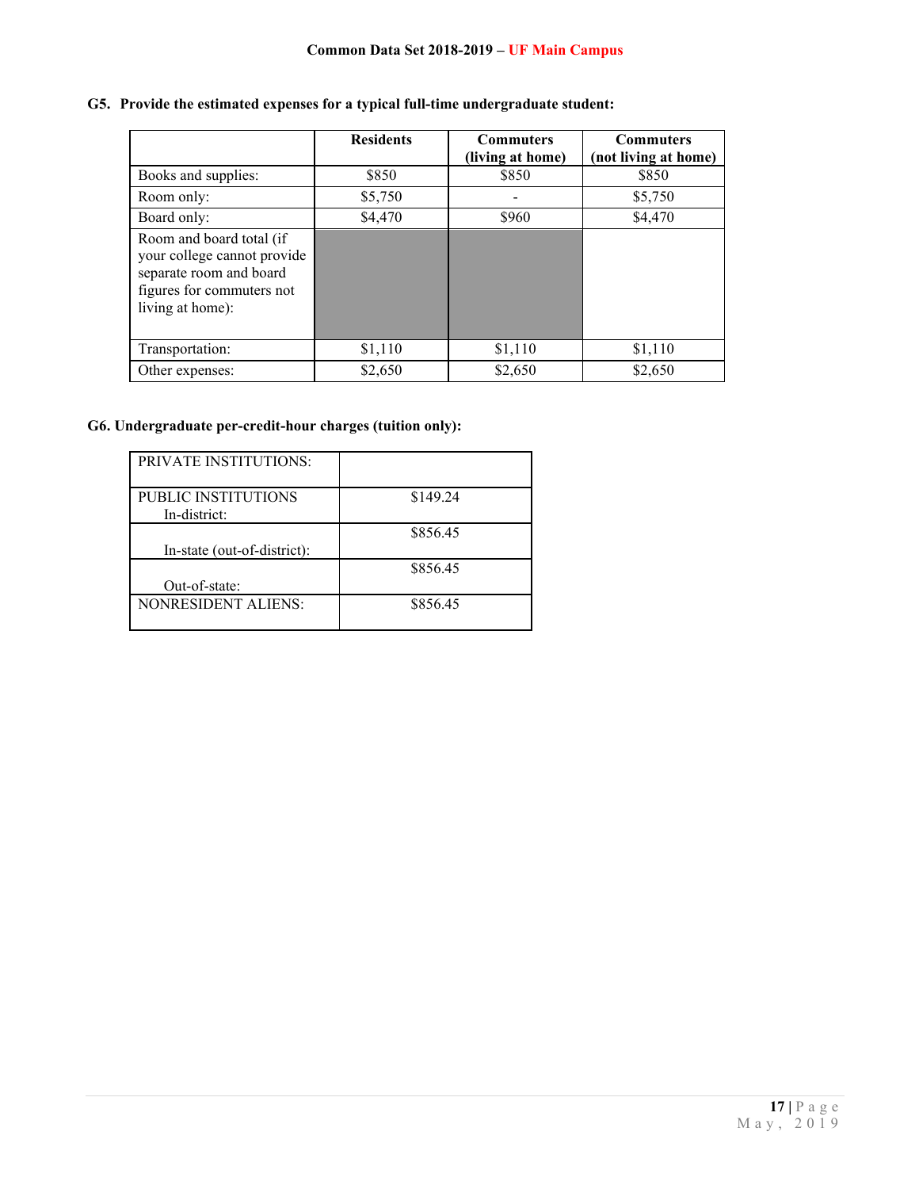**G5. Provide the estimated expenses for a typical full-time undergraduate student:**

| | Residents | Commuters (living at home) | Commuters (not living at home) |
|---|---|---|---|
| Books and supplies: | $850 | $850 | $850 |
| Room only: | $5,750 | - | $5,750 |
| Board only: | $4,470 | $960 | $4,470 |
| Room and board total (if your college cannot provide separate room and board figures for commuters not living at home): | | | |
| Transportation: | $1,110 | $1,110 | $1,110 |
| Other expenses: | $2,650 | $2,650 | $2,650 |

**G6. Undergraduate per-credit-hour charges (tuition only):**

| | |
|---|---|
| PRIVATE INSTITUTIONS: | |
| PUBLIC INSTITUTIONS In-district: | $149.24 |
| In-state (out-of-district): | $856.45 |
| Out-of-state: | $856.45 |
| NONRESIDENT ALIENS: | $856.45 |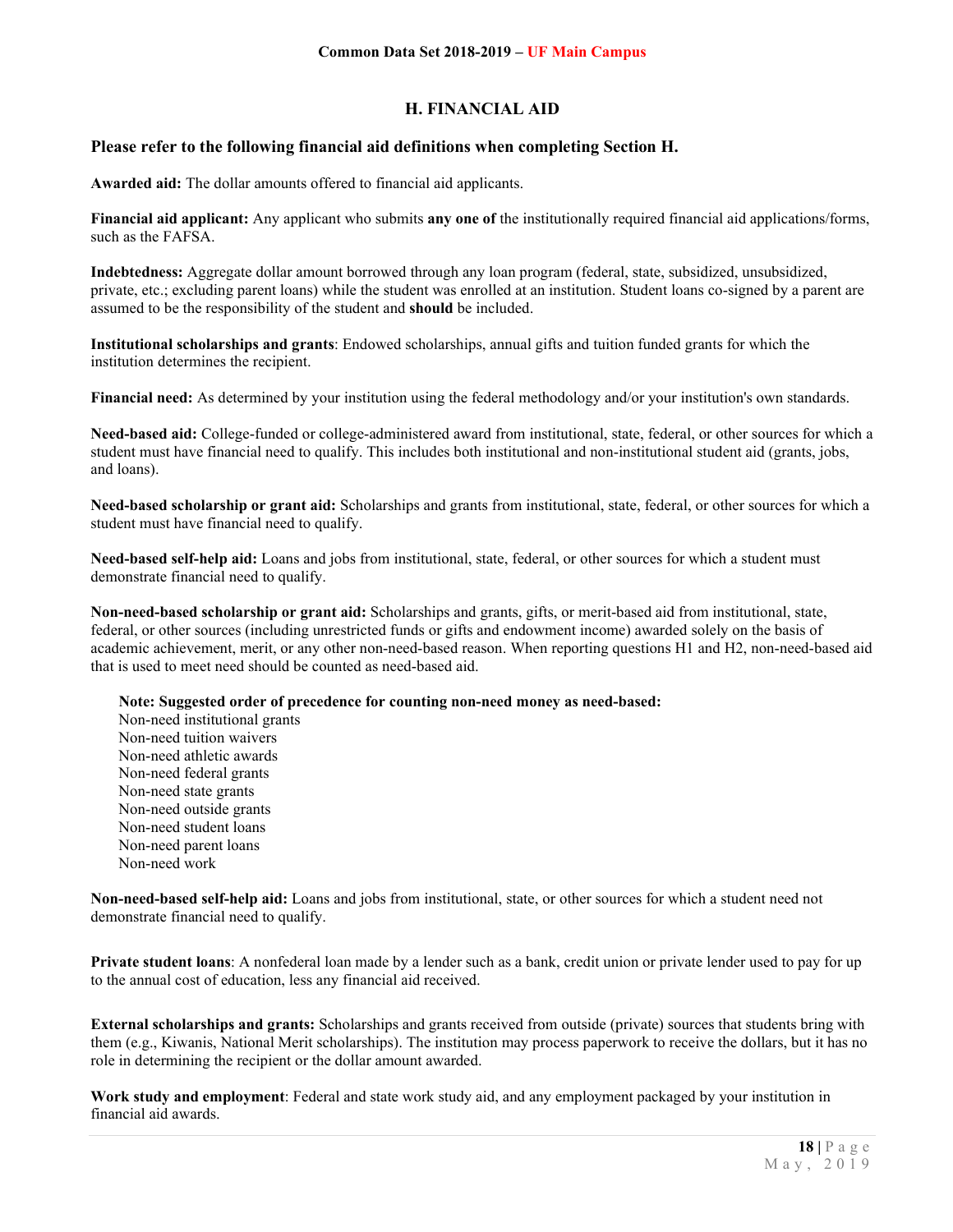## H. FINANCIAL AID

### Please refer to the following financial aid definitions when completing Section H.

**Awarded aid:** The dollar amounts offered to financial aid applicants.

**Financial aid applicant:** Any applicant who submits **any one of** the institutionally required financial aid applications/forms, such as the FAFSA.

**Indebtedness:** Aggregate dollar amount borrowed through any loan program (federal, state, subsidized, unsubsidized, private, etc.; excluding parent loans) while the student was enrolled at an institution. Student loans co-signed by a parent are assumed to be the responsibility of the student and **should** be included.

**Institutional scholarships and grants**: Endowed scholarships, annual gifts and tuition funded grants for which the institution determines the recipient.

**Financial need:** As determined by your institution using the federal methodology and/or your institution's own standards.

**Need-based aid:** College-funded or college-administered award from institutional, state, federal, or other sources for which a student must have financial need to qualify. This includes both institutional and non-institutional student aid (grants, jobs, and loans).

**Need-based scholarship or grant aid:** Scholarships and grants from institutional, state, federal, or other sources for which a student must have financial need to qualify.

**Need-based self-help aid:** Loans and jobs from institutional, state, federal, or other sources for which a student must demonstrate financial need to qualify.

**Non-need-based scholarship or grant aid:** Scholarships and grants, gifts, or merit-based aid from institutional, state, federal, or other sources (including unrestricted funds or gifts and endowment income) awarded solely on the basis of academic achievement, merit, or any other non-need-based reason. When reporting questions H1 and H2, non-need-based aid that is used to meet need should be counted as need-based aid.

**Note: Suggested order of precedence for counting non-need money as need-based:**
Non-need institutional grants
Non-need tuition waivers
Non-need athletic awards
Non-need federal grants
Non-need state grants
Non-need outside grants
Non-need student loans
Non-need parent loans
Non-need work

**Non-need-based self-help aid:** Loans and jobs from institutional, state, or other sources for which a student need not demonstrate financial need to qualify.

**Private student loans**: A nonfederal loan made by a lender such as a bank, credit union or private lender used to pay for up to the annual cost of education, less any financial aid received.

**External scholarships and grants:** Scholarships and grants received from outside (private) sources that students bring with them (e.g., Kiwanis, National Merit scholarships). The institution may process paperwork to receive the dollars, but it has no role in determining the recipient or the dollar amount awarded.

**Work study and employment**: Federal and state work study aid, and any employment packaged by your institution in financial aid awards.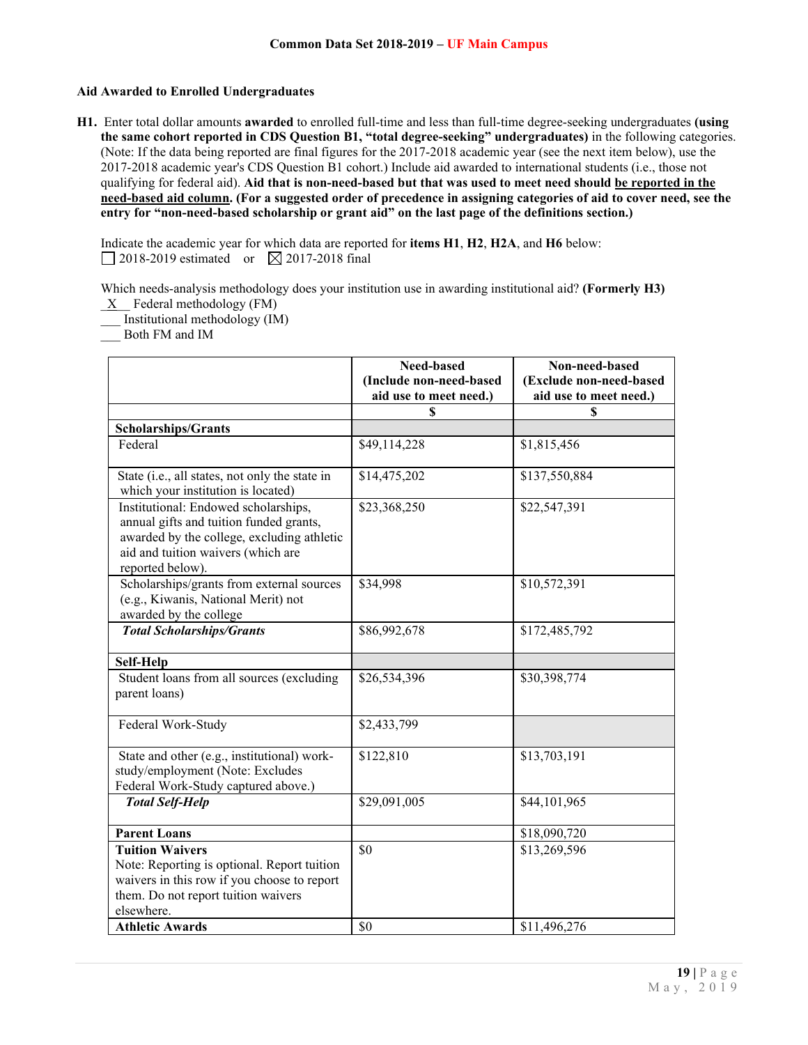## Common Data Set 2018-2019 – UF Main Campus

### Aid Awarded to Enrolled Undergraduates

**H1.** Enter total dollar amounts **awarded** to enrolled full-time and less than full-time degree-seeking undergraduates **(using the same cohort reported in CDS Question B1, "total degree-seeking" undergraduates)** in the following categories. (Note: If the data being reported are final figures for the 2017-2018 academic year (see the next item below), use the 2017-2018 academic year's CDS Question B1 cohort.) Include aid awarded to international students (i.e., those not qualifying for federal aid). **Aid that is non-need-based but that was used to meet need should be reported in the need-based aid column. (For a suggested order of precedence in assigning categories of aid to cover need, see the entry for "non-need-based scholarship or grant aid" on the last page of the definitions section.)**

Indicate the academic year for which data are reported for **items H1**, **H2**, **H2A**, and **H6** below:
☐ 2018-2019 estimated or ☒ 2017-2018 final

Which needs-analysis methodology does your institution use in awarding institutional aid? **(Formerly H3)**
_X_ Federal methodology (FM)
___ Institutional methodology (IM)
___ Both FM and IM

| | Need-based (Include non-need-based aid use to meet need.) | Non-need-based (Exclude non-need-based aid use to meet need.) |
|---|---|---|
| | $ | $ |
| **Scholarships/Grants** | | |
| Federal | $49,114,228 | $1,815,456 |
| State (i.e., all states, not only the state in which your institution is located) | $14,475,202 | $137,550,884 |
| Institutional: Endowed scholarships, annual gifts and tuition funded grants, awarded by the college, excluding athletic aid and tuition waivers (which are reported below). | $23,368,250 | $22,547,391 |
| Scholarships/grants from external sources (e.g., Kiwanis, National Merit) not awarded by the college | $34,998 | $10,572,391 |
| ***Total Scholarships/Grants*** | $86,992,678 | $172,485,792 |
| **Self-Help** | | |
| Student loans from all sources (excluding parent loans) | $26,534,396 | $30,398,774 |
| Federal Work-Study | $2,433,799 | |
| State and other (e.g., institutional) work-study/employment (Note: Excludes Federal Work-Study captured above.) | $122,810 | $13,703,191 |
| ***Total Self-Help*** | $29,091,005 | $44,101,965 |
| **Parent Loans** | | $18,090,720 |
| **Tuition Waivers** Note: Reporting is optional. Report tuition waivers in this row if you choose to report them. Do not report tuition waivers elsewhere. | $0 | $13,269,596 |
| **Athletic Awards** | $0 | $11,496,276 |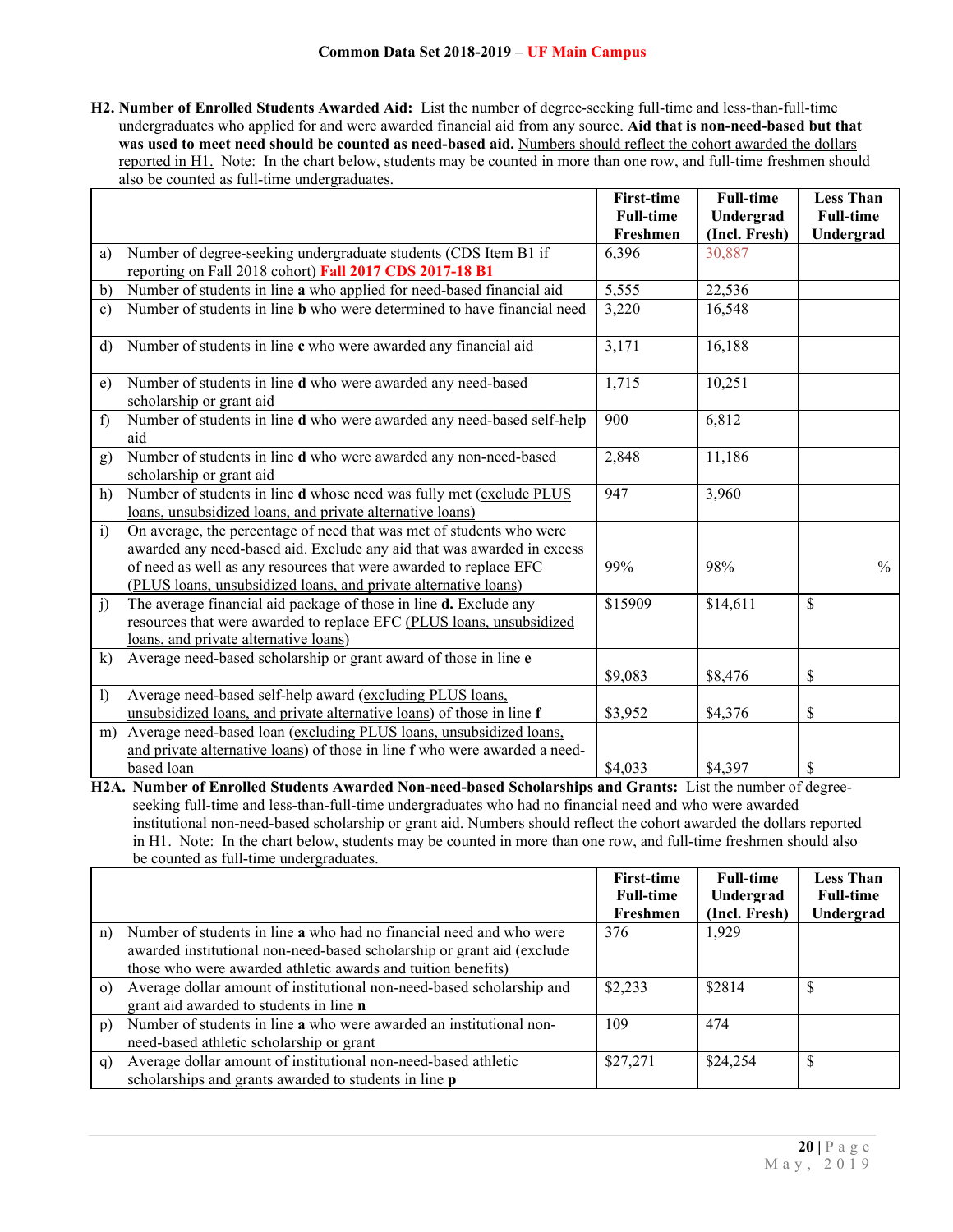**Common Data Set 2018-2019 – UF Main Campus**

**H2. Number of Enrolled Students Awarded Aid:** List the number of degree-seeking full-time and less-than-full-time undergraduates who applied for and were awarded financial aid from any source. **Aid that is non-need-based but that was used to meet need should be counted as need-based aid.** Numbers should reflect the cohort awarded the dollars reported in H1. Note: In the chart below, students may be counted in more than one row, and full-time freshmen should also be counted as full-time undergraduates.

| | First-time Full-time Freshmen | Full-time Undergrad (Incl. Fresh) | Less Than Full-time Undergrad |
|---|---|---|---|
| a) Number of degree-seeking undergraduate students (CDS Item B1 if reporting on Fall 2018 cohort) **Fall 2017 CDS 2017-18 B1** | 6,396 | 30,887 | |
| b) Number of students in line **a** who applied for need-based financial aid | 5,555 | 22,536 | |
| c) Number of students in line **b** who were determined to have financial need | 3,220 | 16,548 | |
| d) Number of students in line **c** who were awarded any financial aid | 3,171 | 16,188 | |
| e) Number of students in line **d** who were awarded any need-based scholarship or grant aid | 1,715 | 10,251 | |
| f) Number of students in line **d** who were awarded any need-based self-help aid | 900 | 6,812 | |
| g) Number of students in line **d** who were awarded any non-need-based scholarship or grant aid | 2,848 | 11,186 | |
| h) Number of students in line **d** whose need was fully met (exclude PLUS loans, unsubsidized loans, and private alternative loans) | 947 | 3,960 | |
| i) On average, the percentage of need that was met of students who were awarded any need-based aid. Exclude any aid that was awarded in excess of need as well as any resources that were awarded to replace EFC (PLUS loans, unsubsidized loans, and private alternative loans) | 99% | 98% | % |
| j) The average financial aid package of those in line **d.** Exclude any resources that were awarded to replace EFC (PLUS loans, unsubsidized loans, and private alternative loans) | $15909 | $14,611 | $ |
| k) Average need-based scholarship or grant award of those in line **e** | $9,083 | $8,476 | $ |
| l) Average need-based self-help award (excluding PLUS loans, unsubsidized loans, and private alternative loans) of those in line **f** | $3,952 | $4,376 | $ |
| m) Average need-based loan (excluding PLUS loans, unsubsidized loans, and private alternative loans) of those in line **f** who were awarded a need-based loan | $4,033 | $4,397 | $ |

**H2A. Number of Enrolled Students Awarded Non-need-based Scholarships and Grants:** List the number of degree-seeking full-time and less-than-full-time undergraduates who had no financial need and who were awarded institutional non-need-based scholarship or grant aid. Numbers should reflect the cohort awarded the dollars reported in H1. Note: In the chart below, students may be counted in more than one row, and full-time freshmen should also be counted as full-time undergraduates.

| | First-time Full-time Freshmen | Full-time Undergrad (Incl. Fresh) | Less Than Full-time Undergrad |
|---|---|---|---|
| n) Number of students in line **a** who had no financial need and who were awarded institutional non-need-based scholarship or grant aid (exclude those who were awarded athletic awards and tuition benefits) | 376 | 1,929 | |
| o) Average dollar amount of institutional non-need-based scholarship and grant aid awarded to students in line **n** | $2,233 | $2814 | $ |
| p) Number of students in line **a** who were awarded an institutional non-need-based athletic scholarship or grant | 109 | 474 | |
| q) Average dollar amount of institutional non-need-based athletic scholarships and grants awarded to students in line **p** | $27,271 | $24,254 | $ |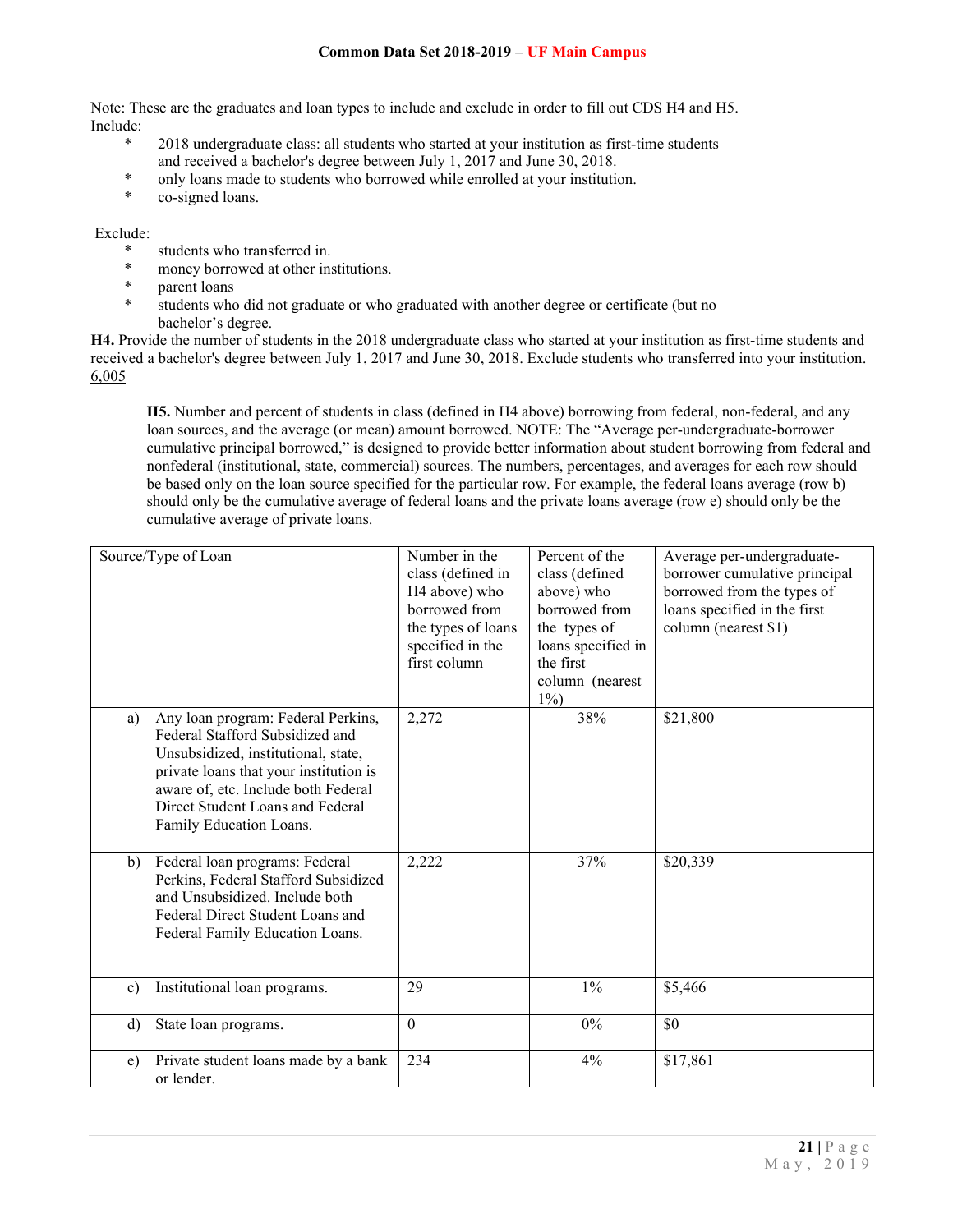Note: These are the graduates and loan types to include and exclude in order to fill out CDS H4 and H5.
Include:

* 2018 undergraduate class: all students who started at your institution as first-time students and received a bachelor's degree between July 1, 2017 and June 30, 2018.
* only loans made to students who borrowed while enrolled at your institution.
* co-signed loans.

Exclude:

* students who transferred in.
* money borrowed at other institutions.
* parent loans
* students who did not graduate or who graduated with another degree or certificate (but no bachelor's degree.

**H4.** Provide the number of students in the 2018 undergraduate class who started at your institution as first-time students and received a bachelor's degree between July 1, 2017 and June 30, 2018. Exclude students who transferred into your institution. 6,005

**H5.** Number and percent of students in class (defined in H4 above) borrowing from federal, non-federal, and any loan sources, and the average (or mean) amount borrowed. NOTE: The "Average per-undergraduate-borrower cumulative principal borrowed," is designed to provide better information about student borrowing from federal and nonfederal (institutional, state, commercial) sources. The numbers, percentages, and averages for each row should be based only on the loan source specified for the particular row. For example, the federal loans average (row b) should only be the cumulative average of federal loans and the private loans average (row e) should only be the cumulative average of private loans.

| Source/Type of Loan | Number in the class (defined in H4 above) who borrowed from the types of loans specified in the first column | Percent of the class (defined above) who borrowed from the types of loans specified in the first column (nearest 1%) | Average per-undergraduate-borrower cumulative principal borrowed from the types of loans specified in the first column (nearest $1) |
|---|---|---|---|
| a) Any loan program: Federal Perkins, Federal Stafford Subsidized and Unsubsidized, institutional, state, private loans that your institution is aware of, etc. Include both Federal Direct Student Loans and Federal Family Education Loans. | 2,272 | 38% | $21,800 |
| b) Federal loan programs: Federal Perkins, Federal Stafford Subsidized and Unsubsidized. Include both Federal Direct Student Loans and Federal Family Education Loans. | 2,222 | 37% | $20,339 |
| c) Institutional loan programs. | 29 | 1% | $5,466 |
| d) State loan programs. | 0 | 0% | $0 |
| e) Private student loans made by a bank or lender. | 234 | 4% | $17,861 |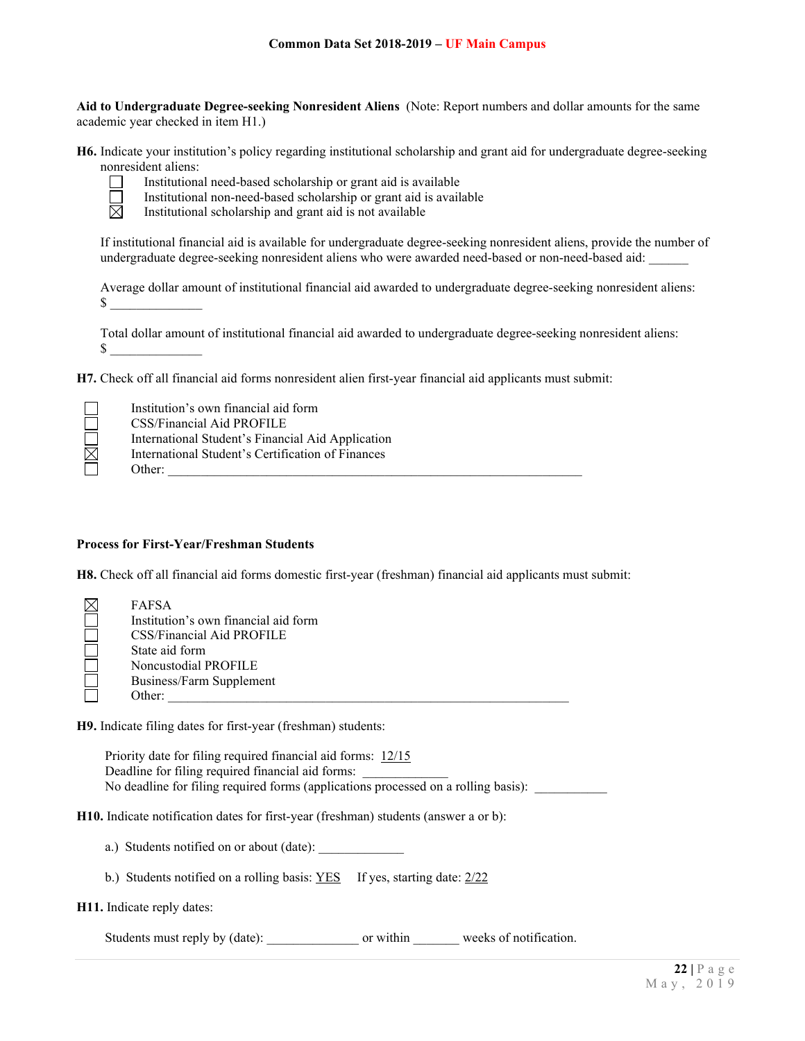**Aid to Undergraduate Degree-seeking Nonresident Aliens** (Note: Report numbers and dollar amounts for the same academic year checked in item H1.)

**H6.** Indicate your institution's policy regarding institutional scholarship and grant aid for undergraduate degree-seeking nonresident aliens:

- ☐ Institutional need-based scholarship or grant aid is available
- ☐ Institutional non-need-based scholarship or grant aid is available
- ☒ Institutional scholarship and grant aid is not available

If institutional financial aid is available for undergraduate degree-seeking nonresident aliens, provide the number of undergraduate degree-seeking nonresident aliens who were awarded need-based or non-need-based aid: ______

Average dollar amount of institutional financial aid awarded to undergraduate degree-seeking nonresident aliens: $ ______________

Total dollar amount of institutional financial aid awarded to undergraduate degree-seeking nonresident aliens: $ ______________

**H7.** Check off all financial aid forms nonresident alien first-year financial aid applicants must submit:

- ☐ Institution's own financial aid form
- ☐ CSS/Financial Aid PROFILE
- ☐ International Student's Financial Aid Application
- ☒ International Student's Certification of Finances
- ☐ Other: ______________________________________________

**Process for First-Year/Freshman Students**

**H8.** Check off all financial aid forms domestic first-year (freshman) financial aid applicants must submit:

- ☒ FAFSA
- ☐ Institution's own financial aid form
- ☐ CSS/Financial Aid PROFILE
- ☐ State aid form
- ☐ Noncustodial PROFILE
- ☐ Business/Farm Supplement
- ☐ Other: ______________________________________________

**H9.** Indicate filing dates for first-year (freshman) students:

Priority date for filing required financial aid forms: 12/15
Deadline for filing required financial aid forms: _____________
No deadline for filing required forms (applications processed on a rolling basis): ___________

**H10.** Indicate notification dates for first-year (freshman) students (answer a or b):

a.) Students notified on or about (date): _____________

b.) Students notified on a rolling basis: YES   If yes, starting date: 2/22

**H11.** Indicate reply dates:

Students must reply by (date): ______________ or within _______ weeks of notification.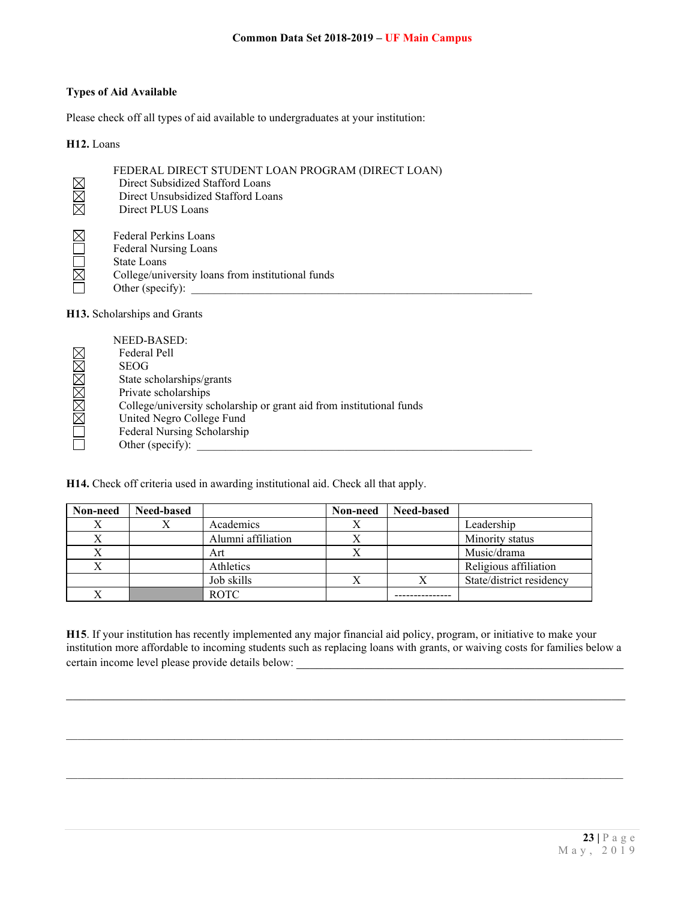### Types of Aid Available

Please check off all types of aid available to undergraduates at your institution:

**H12.** Loans

FEDERAL DIRECT STUDENT LOAN PROGRAM (DIRECT LOAN)

- ☒ Direct Subsidized Stafford Loans
- ☒ Direct Unsubsidized Stafford Loans
- ☒ Direct PLUS Loans

- ☒ Federal Perkins Loans
- ☐ Federal Nursing Loans
- ☐ State Loans
- ☒ College/university loans from institutional funds
- ☐ Other (specify): ____________________

**H13.** Scholarships and Grants

NEED-BASED:

- ☒ Federal Pell
- ☒ SEOG
- ☒ State scholarships/grants
- ☒ Private scholarships
- ☒ College/university scholarship or grant aid from institutional funds
- ☒ United Negro College Fund
- ☐ Federal Nursing Scholarship
- ☐ Other (specify): ____________________

**H14.** Check off criteria used in awarding institutional aid. Check all that apply.

| Non-need | Need-based | | Non-need | Need-based | |
|---|---|---|---|---|---|
| X | X | Academics | X | | Leadership |
| X | | Alumni affiliation | X | | Minority status |
| X | | Art | X | | Music/drama |
| X | | Athletics | | | Religious affiliation |
| | | Job skills | X | X | State/district residency |
| X | | ROTC | | --------------- | |

**H15**. If your institution has recently implemented any major financial aid policy, program, or initiative to make your institution more affordable to incoming students such as replacing loans with grants, or waiving costs for families below a certain income level please provide details below: ____________________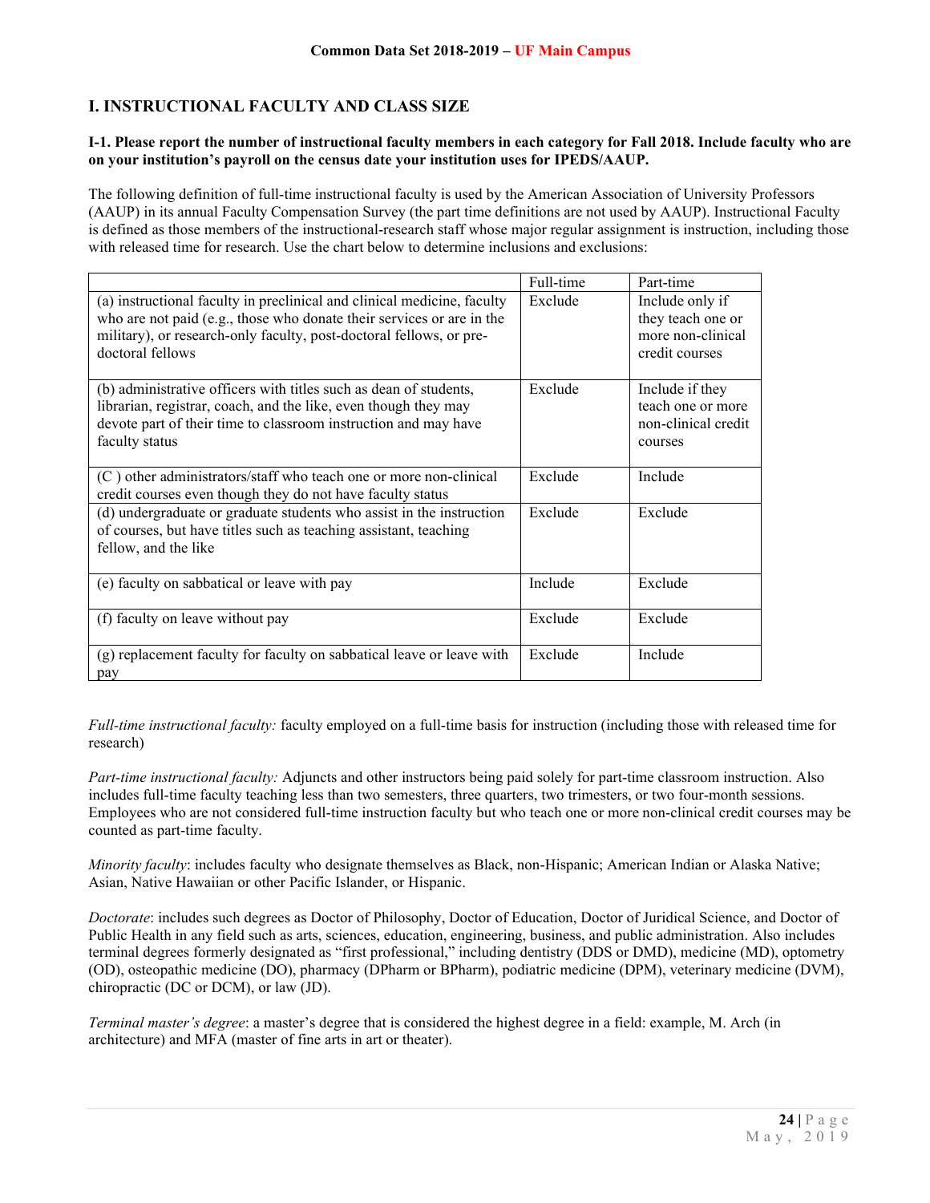## I. INSTRUCTIONAL FACULTY AND CLASS SIZE

**I-1. Please report the number of instructional faculty members in each category for Fall 2018. Include faculty who are on your institution's payroll on the census date your institution uses for IPEDS/AAUP.**

The following definition of full-time instructional faculty is used by the American Association of University Professors (AAUP) in its annual Faculty Compensation Survey (the part time definitions are not used by AAUP). Instructional Faculty is defined as those members of the instructional-research staff whose major regular assignment is instruction, including those with released time for research. Use the chart below to determine inclusions and exclusions:

| | Full-time | Part-time |
|---|---|---|
| (a) instructional faculty in preclinical and clinical medicine, faculty who are not paid (e.g., those who donate their services or are in the military), or research-only faculty, post-doctoral fellows, or pre-doctoral fellows | Exclude | Include only if they teach one or more non-clinical credit courses |
| (b) administrative officers with titles such as dean of students, librarian, registrar, coach, and the like, even though they may devote part of their time to classroom instruction and may have faculty status | Exclude | Include if they teach one or more non-clinical credit courses |
| (C ) other administrators/staff who teach one or more non-clinical credit courses even though they do not have faculty status | Exclude | Include |
| (d) undergraduate or graduate students who assist in the instruction of courses, but have titles such as teaching assistant, teaching fellow, and the like | Exclude | Exclude |
| (e) faculty on sabbatical or leave with pay | Include | Exclude |
| (f) faculty on leave without pay | Exclude | Exclude |
| (g) replacement faculty for faculty on sabbatical leave or leave with pay | Exclude | Include |

*Full-time instructional faculty:* faculty employed on a full-time basis for instruction (including those with released time for research)

*Part-time instructional faculty:* Adjuncts and other instructors being paid solely for part-time classroom instruction. Also includes full-time faculty teaching less than two semesters, three quarters, two trimesters, or two four-month sessions. Employees who are not considered full-time instruction faculty but who teach one or more non-clinical credit courses may be counted as part-time faculty.

*Minority faculty*: includes faculty who designate themselves as Black, non-Hispanic; American Indian or Alaska Native; Asian, Native Hawaiian or other Pacific Islander, or Hispanic.

*Doctorate*: includes such degrees as Doctor of Philosophy, Doctor of Education, Doctor of Juridical Science, and Doctor of Public Health in any field such as arts, sciences, education, engineering, business, and public administration. Also includes terminal degrees formerly designated as "first professional," including dentistry (DDS or DMD), medicine (MD), optometry (OD), osteopathic medicine (DO), pharmacy (DPharm or BPharm), podiatric medicine (DPM), veterinary medicine (DVM), chiropractic (DC or DCM), or law (JD).

*Terminal master's degree*: a master's degree that is considered the highest degree in a field: example, M. Arch (in architecture) and MFA (master of fine arts in art or theater).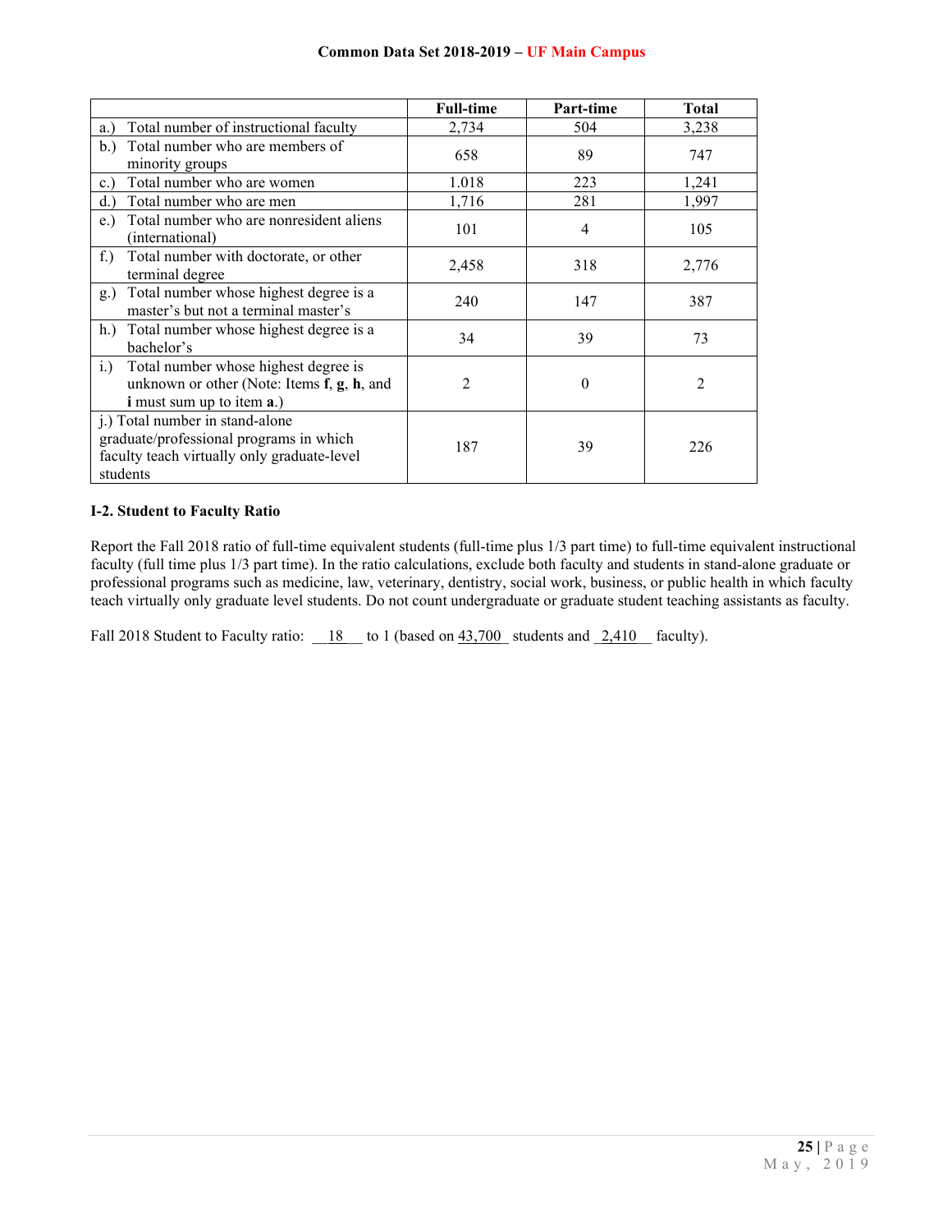| | Full-time | Part-time | Total |
|---|---|---|---|
| a.) Total number of instructional faculty | 2,734 | 504 | 3,238 |
| b.) Total number who are members of minority groups | 658 | 89 | 747 |
| c.) Total number who are women | 1.018 | 223 | 1,241 |
| d.) Total number who are men | 1,716 | 281 | 1,997 |
| e.) Total number who are nonresident aliens (international) | 101 | 4 | 105 |
| f.) Total number with doctorate, or other terminal degree | 2,458 | 318 | 2,776 |
| g.) Total number whose highest degree is a master's but not a terminal master's | 240 | 147 | 387 |
| h.) Total number whose highest degree is a bachelor's | 34 | 39 | 73 |
| i.) Total number whose highest degree is unknown or other (Note: Items **f**, **g**, **h**, and **i** must sum up to item **a**.) | 2 | 0 | 2 |
| j.) Total number in stand-alone graduate/professional programs in which faculty teach virtually only graduate-level students | 187 | 39 | 226 |

**I-2. Student to Faculty Ratio**

Report the Fall 2018 ratio of full-time equivalent students (full-time plus 1/3 part time) to full-time equivalent instructional faculty (full time plus 1/3 part time). In the ratio calculations, exclude both faculty and students in stand-alone graduate or professional programs such as medicine, law, veterinary, dentistry, social work, business, or public health in which faculty teach virtually only graduate level students. Do not count undergraduate or graduate student teaching assistants as faculty.

Fall 2018 Student to Faculty ratio: __18__ to 1 (based on 43,700_ students and _2,410__ faculty).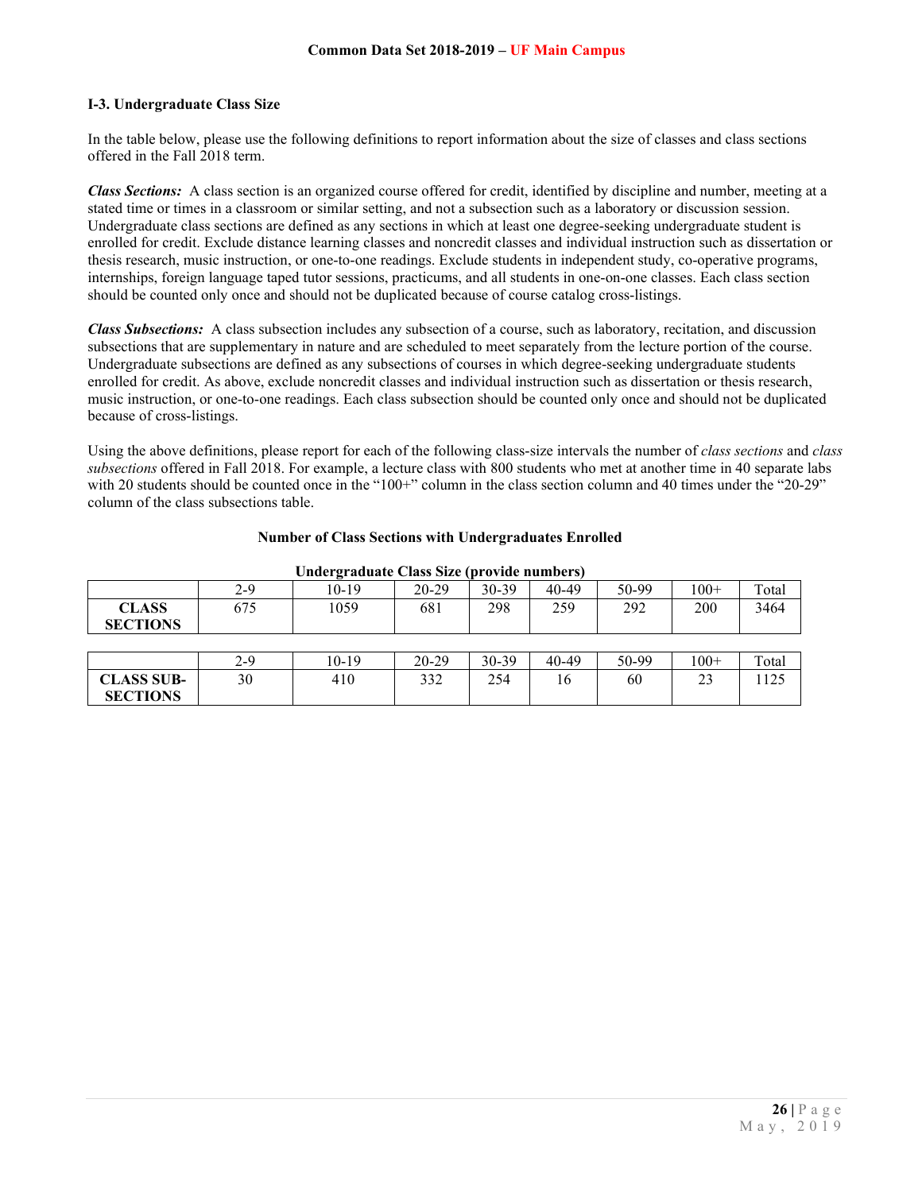## I-3. Undergraduate Class Size

In the table below, please use the following definitions to report information about the size of classes and class sections offered in the Fall 2018 term.

***Class Sections:*** A class section is an organized course offered for credit, identified by discipline and number, meeting at a stated time or times in a classroom or similar setting, and not a subsection such as a laboratory or discussion session. Undergraduate class sections are defined as any sections in which at least one degree-seeking undergraduate student is enrolled for credit. Exclude distance learning classes and noncredit classes and individual instruction such as dissertation or thesis research, music instruction, or one-to-one readings. Exclude students in independent study, co-operative programs, internships, foreign language taped tutor sessions, practicums, and all students in one-on-one classes. Each class section should be counted only once and should not be duplicated because of course catalog cross-listings.

***Class Subsections:*** A class subsection includes any subsection of a course, such as laboratory, recitation, and discussion subsections that are supplementary in nature and are scheduled to meet separately from the lecture portion of the course. Undergraduate subsections are defined as any subsections of courses in which degree-seeking undergraduate students enrolled for credit. As above, exclude noncredit classes and individual instruction such as dissertation or thesis research, music instruction, or one-to-one readings. Each class subsection should be counted only once and should not be duplicated because of cross-listings.

Using the above definitions, please report for each of the following class-size intervals the number of *class sections* and *class subsections* offered in Fall 2018. For example, a lecture class with 800 students who met at another time in 40 separate labs with 20 students should be counted once in the "100+" column in the class section column and 40 times under the "20-29" column of the class subsections table.

**Number of Class Sections with Undergraduates Enrolled**

**Undergraduate Class Size (provide numbers)**

| | 2-9 | 10-19 | 20-29 | 30-39 | 40-49 | 50-99 | 100+ | Total |
|---|---|---|---|---|---|---|---|---|
| **CLASS SECTIONS** | 675 | 1059 | 681 | 298 | 259 | 292 | 200 | 3464 |

| | 2-9 | 10-19 | 20-29 | 30-39 | 40-49 | 50-99 | 100+ | Total |
|---|---|---|---|---|---|---|---|---|
| **CLASS SUB-SECTIONS** | 30 | 410 | 332 | 254 | 16 | 60 | 23 | 1125 |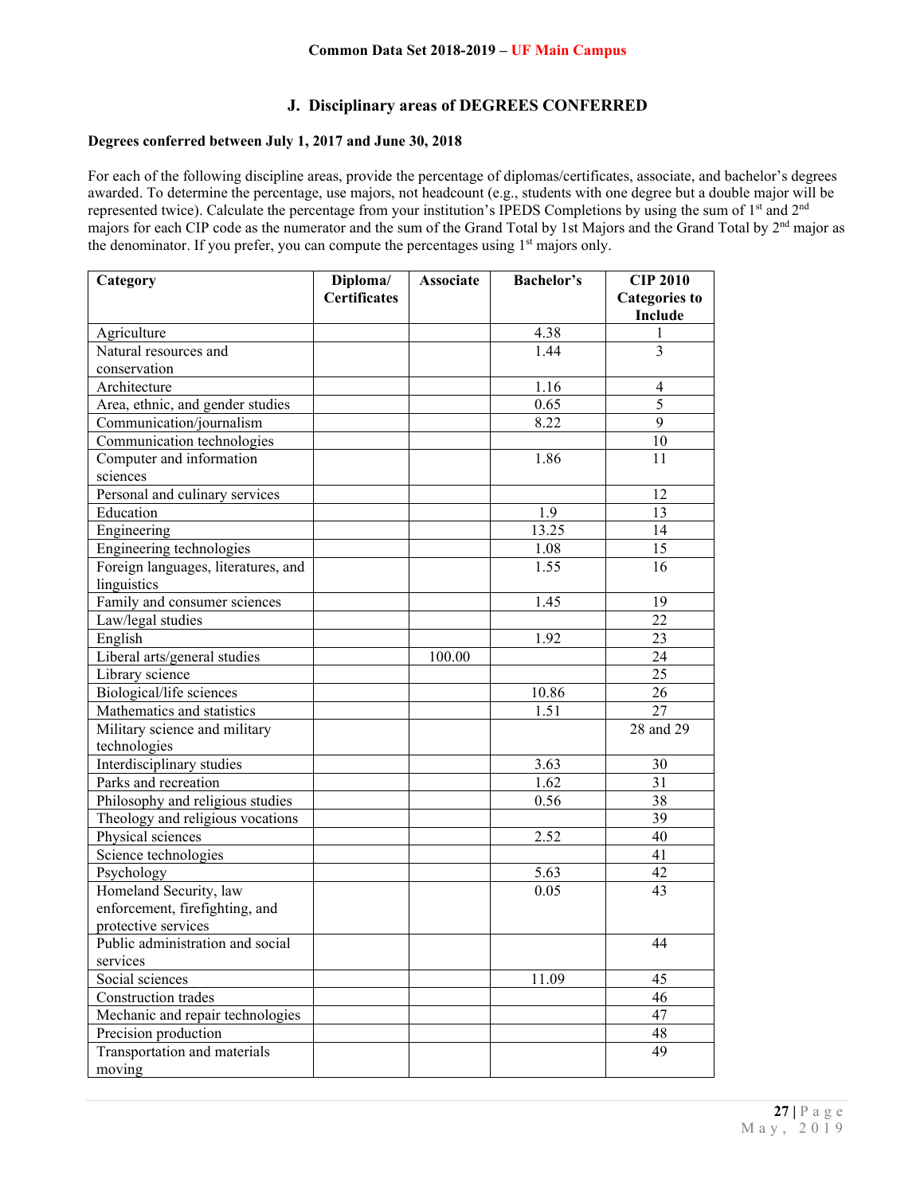**Common Data Set 2018-2019 – UF Main Campus**

## J. Disciplinary areas of DEGREES CONFERRED

**Degrees conferred between July 1, 2017 and June 30, 2018**

For each of the following discipline areas, provide the percentage of diplomas/certificates, associate, and bachelor's degrees awarded. To determine the percentage, use majors, not headcount (e.g., students with one degree but a double major will be represented twice). Calculate the percentage from your institution's IPEDS Completions by using the sum of 1st and 2nd majors for each CIP code as the numerator and the sum of the Grand Total by 1st Majors and the Grand Total by 2nd major as the denominator. If you prefer, you can compute the percentages using 1st majors only.

| Category | Diploma/ Certificates | Associate | Bachelor's | CIP 2010 Categories to Include |
|---|---|---|---|---|
| Agriculture | | | 4.38 | 1 |
| Natural resources and conservation | | | 1.44 | 3 |
| Architecture | | | 1.16 | 4 |
| Area, ethnic, and gender studies | | | 0.65 | 5 |
| Communication/journalism | | | 8.22 | 9 |
| Communication technologies | | | | 10 |
| Computer and information sciences | | | 1.86 | 11 |
| Personal and culinary services | | | | 12 |
| Education | | | 1.9 | 13 |
| Engineering | | | 13.25 | 14 |
| Engineering technologies | | | 1.08 | 15 |
| Foreign languages, literatures, and linguistics | | | 1.55 | 16 |
| Family and consumer sciences | | | 1.45 | 19 |
| Law/legal studies | | | | 22 |
| English | | | 1.92 | 23 |
| Liberal arts/general studies | | 100.00 | | 24 |
| Library science | | | | 25 |
| Biological/life sciences | | | 10.86 | 26 |
| Mathematics and statistics | | | 1.51 | 27 |
| Military science and military technologies | | | | 28 and 29 |
| Interdisciplinary studies | | | 3.63 | 30 |
| Parks and recreation | | | 1.62 | 31 |
| Philosophy and religious studies | | | 0.56 | 38 |
| Theology and religious vocations | | | | 39 |
| Physical sciences | | | 2.52 | 40 |
| Science technologies | | | | 41 |
| Psychology | | | 5.63 | 42 |
| Homeland Security, law enforcement, firefighting, and protective services | | | 0.05 | 43 |
| Public administration and social services | | | | 44 |
| Social sciences | | | 11.09 | 45 |
| Construction trades | | | | 46 |
| Mechanic and repair technologies | | | | 47 |
| Precision production | | | | 48 |
| Transportation and materials moving | | | | 49 |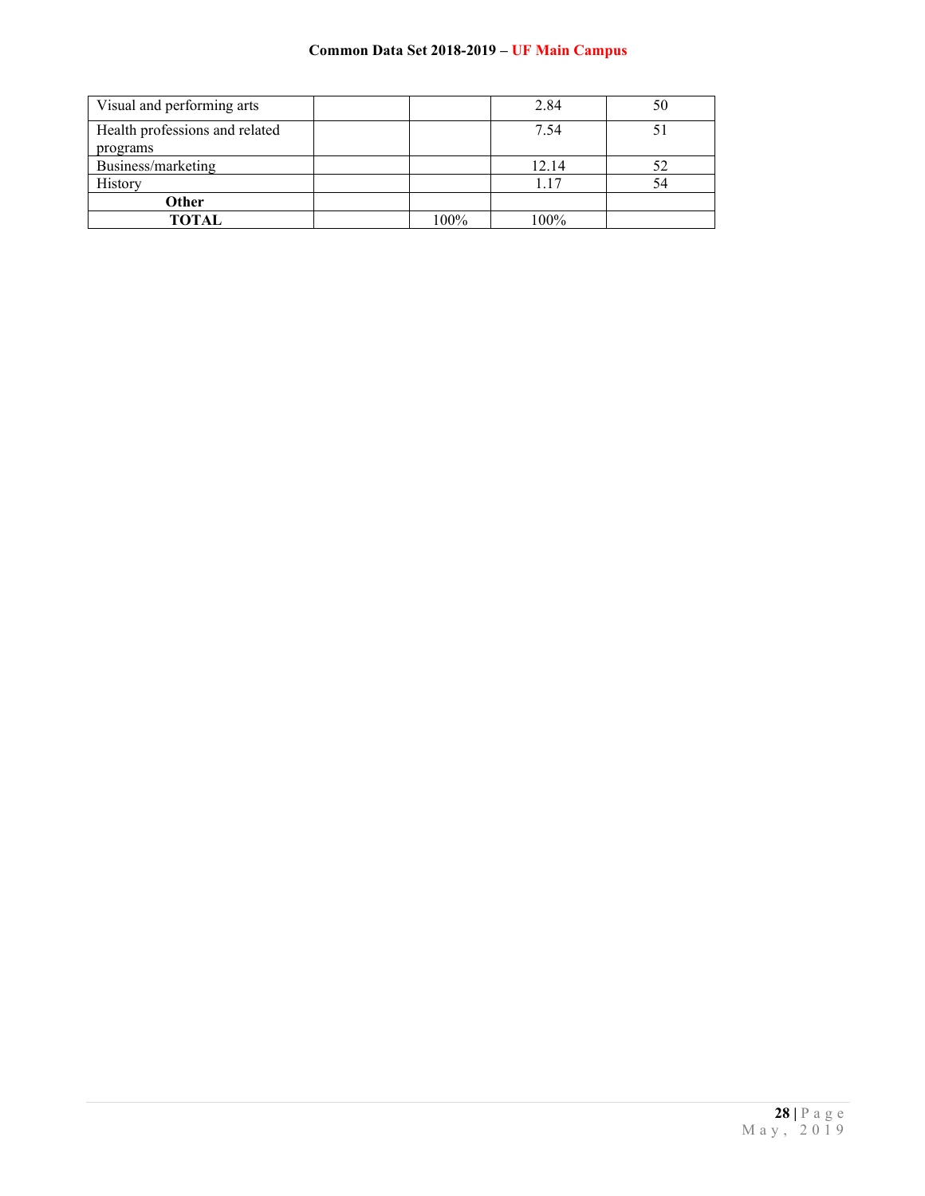| | | | | |
|---|---|---|---|---|
| Visual and performing arts | | | 2.84 | 50 |
| Health professions and related programs | | | 7.54 | 51 |
| Business/marketing | | | 12.14 | 52 |
| History | | | 1.17 | 54 |
| **Other** | | | | |
| **TOTAL** | | 100% | 100% | |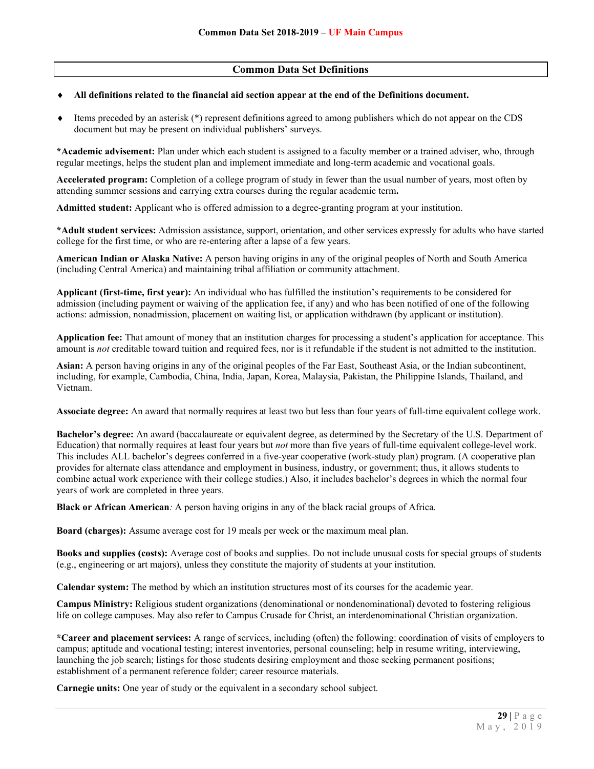## Common Data Set Definitions

- **All definitions related to the financial aid section appear at the end of the Definitions document.**
- Items preceded by an asterisk (*) represent definitions agreed to among publishers which do not appear on the CDS document but may be present on individual publishers' surveys.

***Academic advisement:** Plan under which each student is assigned to a faculty member or a trained adviser, who, through regular meetings, helps the student plan and implement immediate and long-term academic and vocational goals.

**Accelerated program:** Completion of a college program of study in fewer than the usual number of years, most often by attending summer sessions and carrying extra courses during the regular academic term**.**

**Admitted student:** Applicant who is offered admission to a degree-granting program at your institution.

***Adult student services:** Admission assistance, support, orientation, and other services expressly for adults who have started college for the first time, or who are re-entering after a lapse of a few years.

**American Indian or Alaska Native:** A person having origins in any of the original peoples of North and South America (including Central America) and maintaining tribal affiliation or community attachment.

**Applicant (first-time, first year):** An individual who has fulfilled the institution's requirements to be considered for admission (including payment or waiving of the application fee, if any) and who has been notified of one of the following actions: admission, nonadmission, placement on waiting list, or application withdrawn (by applicant or institution).

**Application fee:** That amount of money that an institution charges for processing a student's application for acceptance. This amount is *not* creditable toward tuition and required fees, nor is it refundable if the student is not admitted to the institution.

**Asian:** A person having origins in any of the original peoples of the Far East, Southeast Asia, or the Indian subcontinent, including, for example, Cambodia, China, India, Japan, Korea, Malaysia, Pakistan, the Philippine Islands, Thailand, and Vietnam.

**Associate degree:** An award that normally requires at least two but less than four years of full-time equivalent college work.

**Bachelor's degree:** An award (baccalaureate or equivalent degree, as determined by the Secretary of the U.S. Department of Education) that normally requires at least four years but *not* more than five years of full-time equivalent college-level work. This includes ALL bachelor's degrees conferred in a five-year cooperative (work-study plan) program. (A cooperative plan provides for alternate class attendance and employment in business, industry, or government; thus, it allows students to combine actual work experience with their college studies.) Also, it includes bachelor's degrees in which the normal four years of work are completed in three years.

**Black or African American***:* A person having origins in any of the black racial groups of Africa.

**Board (charges):** Assume average cost for 19 meals per week or the maximum meal plan.

**Books and supplies (costs):** Average cost of books and supplies. Do not include unusual costs for special groups of students (e.g., engineering or art majors), unless they constitute the majority of students at your institution.

**Calendar system:** The method by which an institution structures most of its courses for the academic year.

**Campus Ministry:** Religious student organizations (denominational or nondenominational) devoted to fostering religious life on college campuses. May also refer to Campus Crusade for Christ, an interdenominational Christian organization.

***Career and placement services:** A range of services, including (often) the following: coordination of visits of employers to campus; aptitude and vocational testing; interest inventories, personal counseling; help in resume writing, interviewing, launching the job search; listings for those students desiring employment and those seeking permanent positions; establishment of a permanent reference folder; career resource materials.

**Carnegie units:** One year of study or the equivalent in a secondary school subject.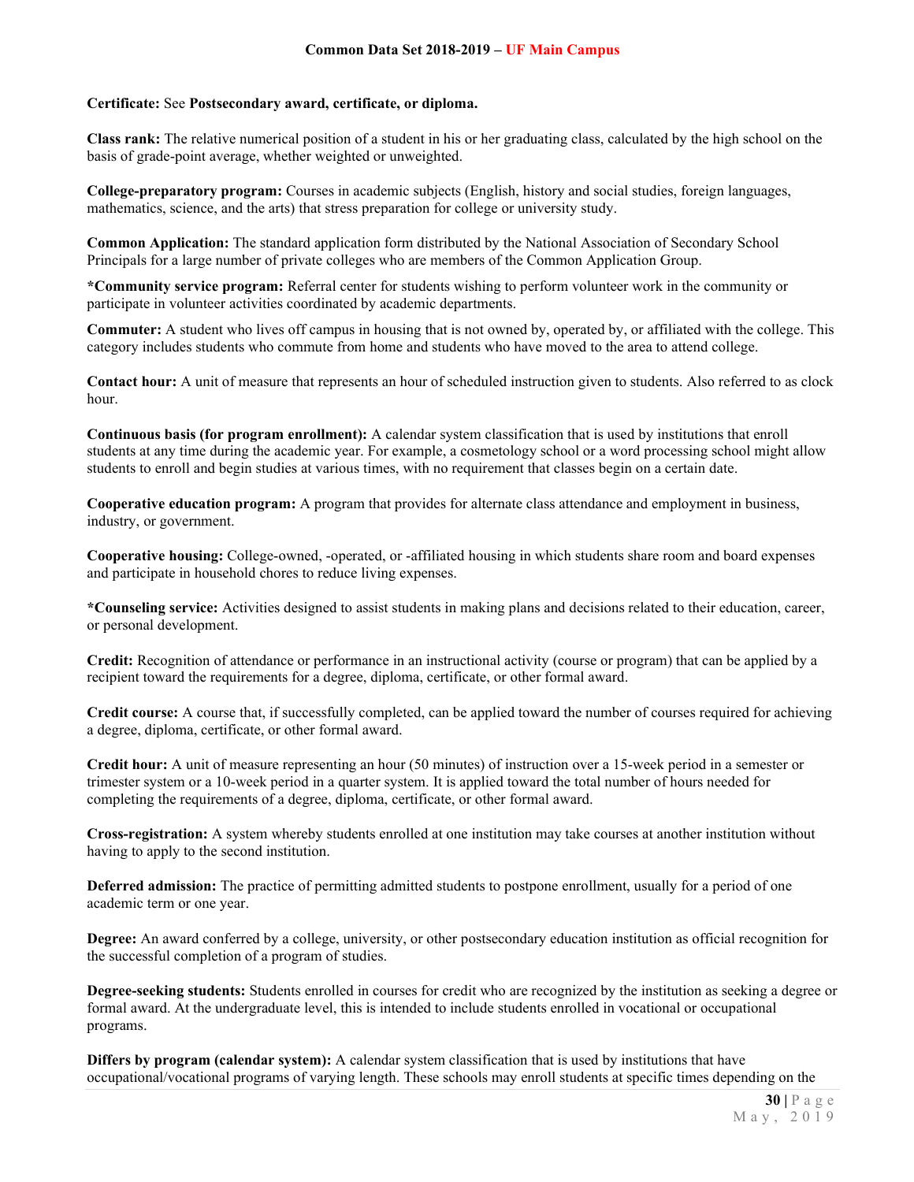**Certificate:** See **Postsecondary award, certificate, or diploma.**

**Class rank:** The relative numerical position of a student in his or her graduating class, calculated by the high school on the basis of grade-point average, whether weighted or unweighted.

**College-preparatory program:** Courses in academic subjects (English, history and social studies, foreign languages, mathematics, science, and the arts) that stress preparation for college or university study.

**Common Application:** The standard application form distributed by the National Association of Secondary School Principals for a large number of private colleges who are members of the Common Application Group.

***Community service program:** Referral center for students wishing to perform volunteer work in the community or participate in volunteer activities coordinated by academic departments.

**Commuter:** A student who lives off campus in housing that is not owned by, operated by, or affiliated with the college. This category includes students who commute from home and students who have moved to the area to attend college.

**Contact hour:** A unit of measure that represents an hour of scheduled instruction given to students. Also referred to as clock hour.

**Continuous basis (for program enrollment):** A calendar system classification that is used by institutions that enroll students at any time during the academic year. For example, a cosmetology school or a word processing school might allow students to enroll and begin studies at various times, with no requirement that classes begin on a certain date.

**Cooperative education program:** A program that provides for alternate class attendance and employment in business, industry, or government.

**Cooperative housing:** College-owned, -operated, or -affiliated housing in which students share room and board expenses and participate in household chores to reduce living expenses.

***Counseling service:** Activities designed to assist students in making plans and decisions related to their education, career, or personal development.

**Credit:** Recognition of attendance or performance in an instructional activity (course or program) that can be applied by a recipient toward the requirements for a degree, diploma, certificate, or other formal award.

**Credit course:** A course that, if successfully completed, can be applied toward the number of courses required for achieving a degree, diploma, certificate, or other formal award.

**Credit hour:** A unit of measure representing an hour (50 minutes) of instruction over a 15-week period in a semester or trimester system or a 10-week period in a quarter system. It is applied toward the total number of hours needed for completing the requirements of a degree, diploma, certificate, or other formal award.

**Cross-registration:** A system whereby students enrolled at one institution may take courses at another institution without having to apply to the second institution.

**Deferred admission:** The practice of permitting admitted students to postpone enrollment, usually for a period of one academic term or one year.

**Degree:** An award conferred by a college, university, or other postsecondary education institution as official recognition for the successful completion of a program of studies.

**Degree-seeking students:** Students enrolled in courses for credit who are recognized by the institution as seeking a degree or formal award. At the undergraduate level, this is intended to include students enrolled in vocational or occupational programs.

**Differs by program (calendar system):** A calendar system classification that is used by institutions that have occupational/vocational programs of varying length. These schools may enroll students at specific times depending on the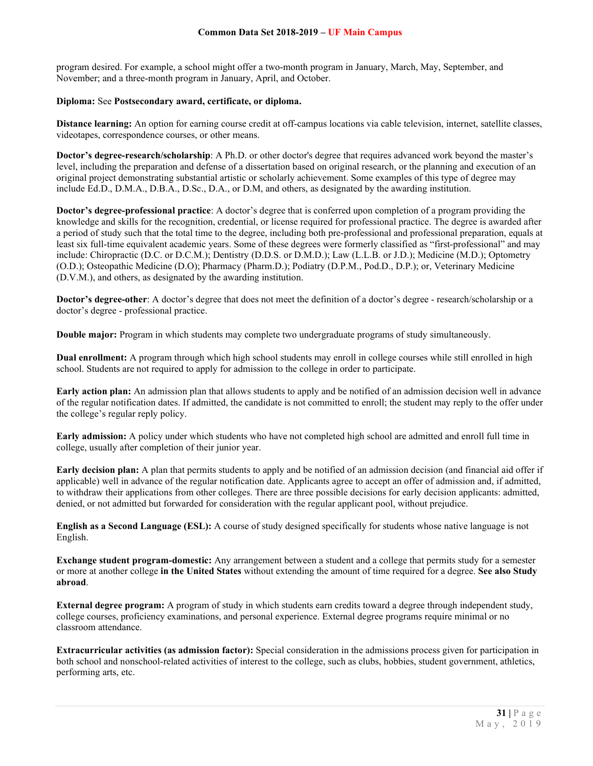program desired. For example, a school might offer a two-month program in January, March, May, September, and November; and a three-month program in January, April, and October.

**Diploma:** See **Postsecondary award, certificate, or diploma.**

**Distance learning:** An option for earning course credit at off-campus locations via cable television, internet, satellite classes, videotapes, correspondence courses, or other means.

**Doctor's degree-research/scholarship**: A Ph.D. or other doctor's degree that requires advanced work beyond the master's level, including the preparation and defense of a dissertation based on original research, or the planning and execution of an original project demonstrating substantial artistic or scholarly achievement. Some examples of this type of degree may include Ed.D., D.M.A., D.B.A., D.Sc., D.A., or D.M, and others, as designated by the awarding institution.

**Doctor's degree-professional practice**: A doctor's degree that is conferred upon completion of a program providing the knowledge and skills for the recognition, credential, or license required for professional practice. The degree is awarded after a period of study such that the total time to the degree, including both pre-professional and professional preparation, equals at least six full-time equivalent academic years. Some of these degrees were formerly classified as "first-professional" and may include: Chiropractic (D.C. or D.C.M.); Dentistry (D.D.S. or D.M.D.); Law (L.L.B. or J.D.); Medicine (M.D.); Optometry (O.D.); Osteopathic Medicine (D.O); Pharmacy (Pharm.D.); Podiatry (D.P.M., Pod.D., D.P.); or, Veterinary Medicine (D.V.M.), and others, as designated by the awarding institution.

**Doctor's degree-other**: A doctor's degree that does not meet the definition of a doctor's degree - research/scholarship or a doctor's degree - professional practice.

**Double major:** Program in which students may complete two undergraduate programs of study simultaneously.

**Dual enrollment:** A program through which high school students may enroll in college courses while still enrolled in high school. Students are not required to apply for admission to the college in order to participate.

**Early action plan:** An admission plan that allows students to apply and be notified of an admission decision well in advance of the regular notification dates. If admitted, the candidate is not committed to enroll; the student may reply to the offer under the college's regular reply policy.

**Early admission:** A policy under which students who have not completed high school are admitted and enroll full time in college, usually after completion of their junior year.

**Early decision plan:** A plan that permits students to apply and be notified of an admission decision (and financial aid offer if applicable) well in advance of the regular notification date. Applicants agree to accept an offer of admission and, if admitted, to withdraw their applications from other colleges. There are three possible decisions for early decision applicants: admitted, denied, or not admitted but forwarded for consideration with the regular applicant pool, without prejudice.

**English as a Second Language (ESL):** A course of study designed specifically for students whose native language is not English.

**Exchange student program-domestic:** Any arrangement between a student and a college that permits study for a semester or more at another college **in the United States** without extending the amount of time required for a degree. **See also Study abroad**.

**External degree program:** A program of study in which students earn credits toward a degree through independent study, college courses, proficiency examinations, and personal experience. External degree programs require minimal or no classroom attendance.

**Extracurricular activities (as admission factor):** Special consideration in the admissions process given for participation in both school and nonschool-related activities of interest to the college, such as clubs, hobbies, student government, athletics, performing arts, etc.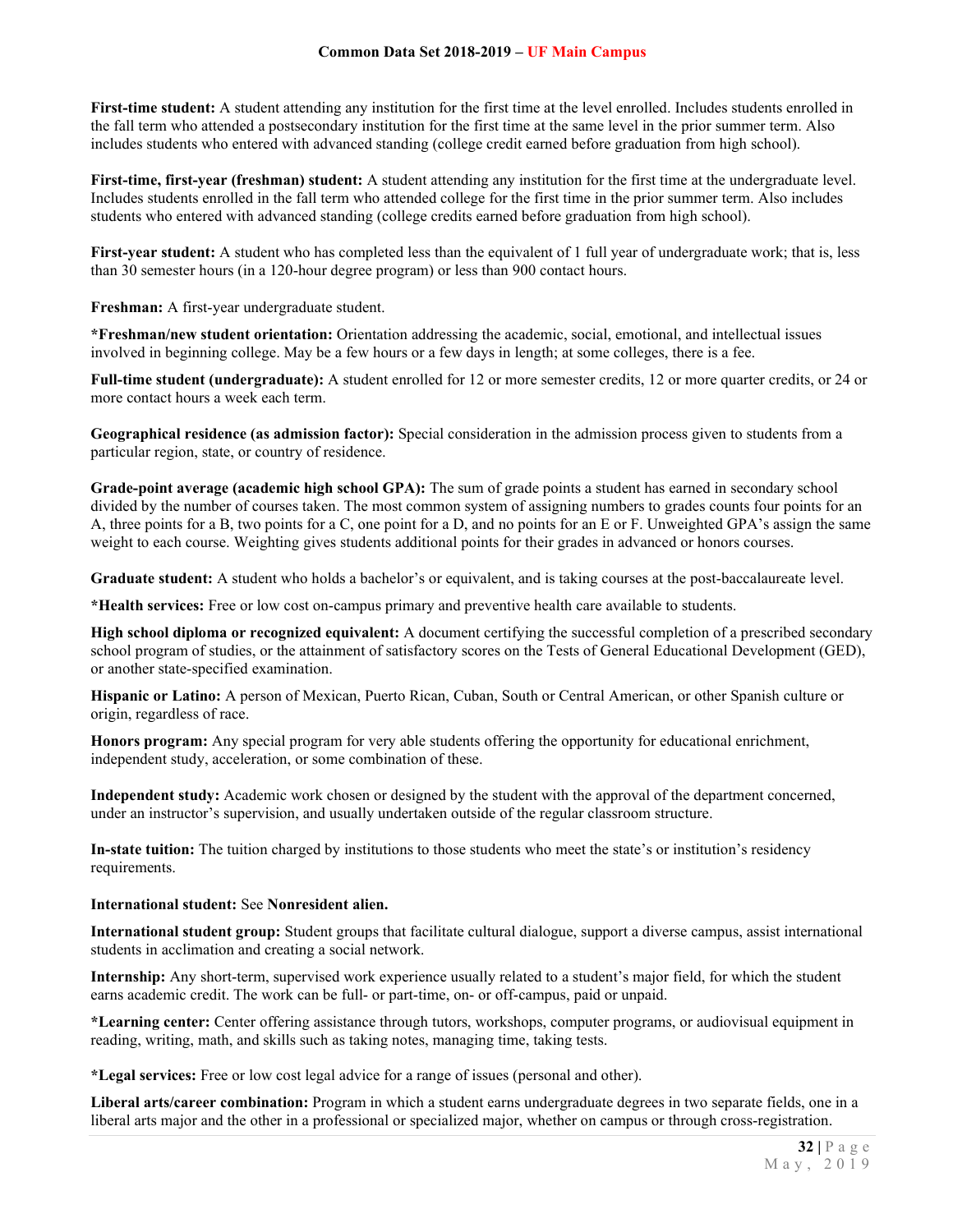**First-time student:** A student attending any institution for the first time at the level enrolled. Includes students enrolled in the fall term who attended a postsecondary institution for the first time at the same level in the prior summer term. Also includes students who entered with advanced standing (college credit earned before graduation from high school).

**First-time, first-year (freshman) student:** A student attending any institution for the first time at the undergraduate level. Includes students enrolled in the fall term who attended college for the first time in the prior summer term. Also includes students who entered with advanced standing (college credits earned before graduation from high school).

**First-year student:** A student who has completed less than the equivalent of 1 full year of undergraduate work; that is, less than 30 semester hours (in a 120-hour degree program) or less than 900 contact hours.

**Freshman:** A first-year undergraduate student.

**\*Freshman/new student orientation:** Orientation addressing the academic, social, emotional, and intellectual issues involved in beginning college. May be a few hours or a few days in length; at some colleges, there is a fee.

**Full-time student (undergraduate):** A student enrolled for 12 or more semester credits, 12 or more quarter credits, or 24 or more contact hours a week each term.

**Geographical residence (as admission factor):** Special consideration in the admission process given to students from a particular region, state, or country of residence.

**Grade-point average (academic high school GPA):** The sum of grade points a student has earned in secondary school divided by the number of courses taken. The most common system of assigning numbers to grades counts four points for an A, three points for a B, two points for a C, one point for a D, and no points for an E or F. Unweighted GPA's assign the same weight to each course. Weighting gives students additional points for their grades in advanced or honors courses.

**Graduate student:** A student who holds a bachelor's or equivalent, and is taking courses at the post-baccalaureate level.

**\*Health services:** Free or low cost on-campus primary and preventive health care available to students.

**High school diploma or recognized equivalent:** A document certifying the successful completion of a prescribed secondary school program of studies, or the attainment of satisfactory scores on the Tests of General Educational Development (GED), or another state-specified examination.

**Hispanic or Latino:** A person of Mexican, Puerto Rican, Cuban, South or Central American, or other Spanish culture or origin, regardless of race.

**Honors program:** Any special program for very able students offering the opportunity for educational enrichment, independent study, acceleration, or some combination of these.

**Independent study:** Academic work chosen or designed by the student with the approval of the department concerned, under an instructor's supervision, and usually undertaken outside of the regular classroom structure.

**In-state tuition:** The tuition charged by institutions to those students who meet the state's or institution's residency requirements.

**International student:** See **Nonresident alien.**

**International student group:** Student groups that facilitate cultural dialogue, support a diverse campus, assist international students in acclimation and creating a social network.

**Internship:** Any short-term, supervised work experience usually related to a student's major field, for which the student earns academic credit. The work can be full- or part-time, on- or off-campus, paid or unpaid.

**\*Learning center:** Center offering assistance through tutors, workshops, computer programs, or audiovisual equipment in reading, writing, math, and skills such as taking notes, managing time, taking tests.

**\*Legal services:** Free or low cost legal advice for a range of issues (personal and other).

**Liberal arts/career combination:** Program in which a student earns undergraduate degrees in two separate fields, one in a liberal arts major and the other in a professional or specialized major, whether on campus or through cross-registration.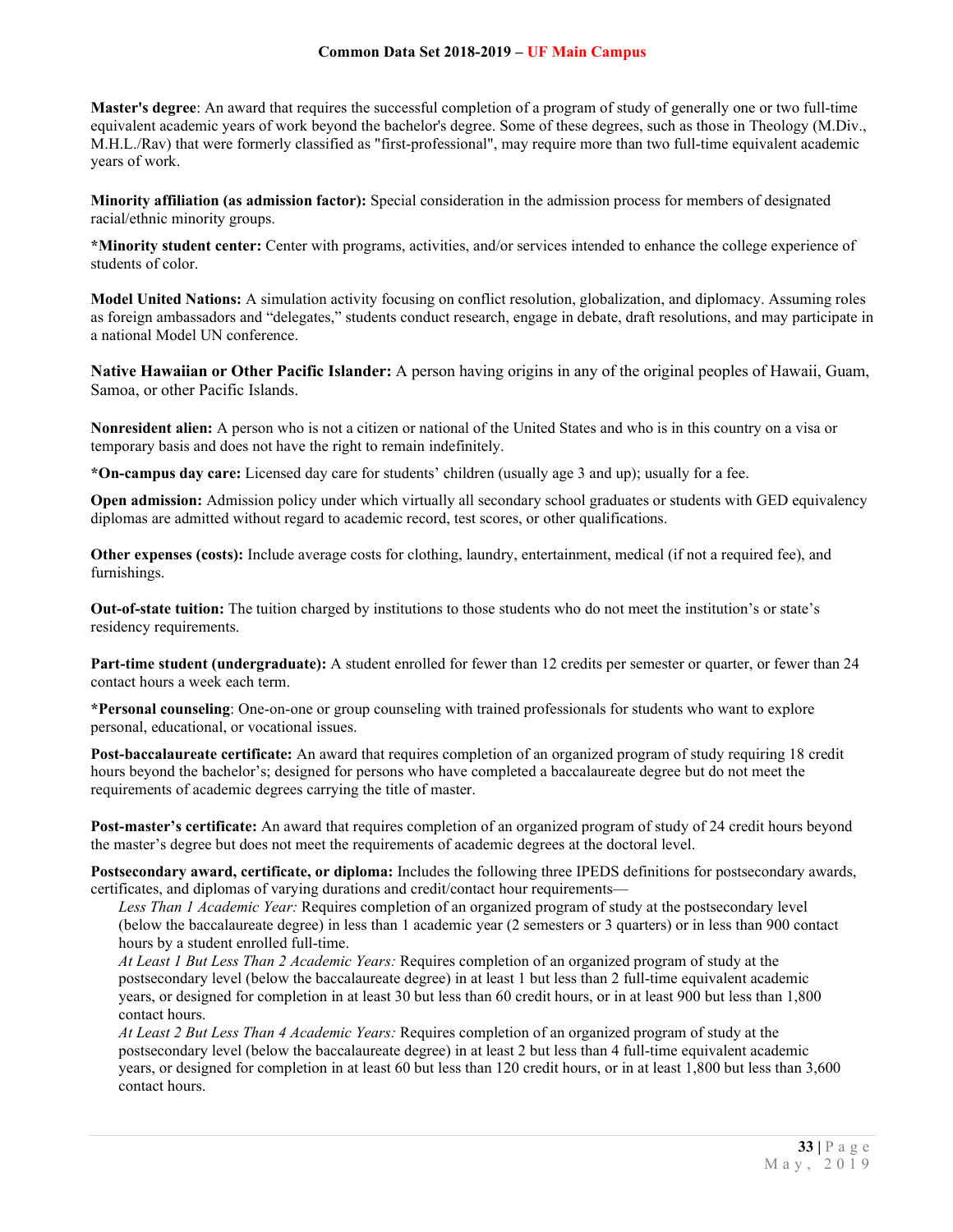**Master's degree**: An award that requires the successful completion of a program of study of generally one or two full-time equivalent academic years of work beyond the bachelor's degree. Some of these degrees, such as those in Theology (M.Div., M.H.L./Rav) that were formerly classified as "first-professional", may require more than two full-time equivalent academic years of work.

**Minority affiliation (as admission factor):** Special consideration in the admission process for members of designated racial/ethnic minority groups.

***Minority student center:** Center with programs, activities, and/or services intended to enhance the college experience of students of color.

**Model United Nations:** A simulation activity focusing on conflict resolution, globalization, and diplomacy. Assuming roles as foreign ambassadors and "delegates," students conduct research, engage in debate, draft resolutions, and may participate in a national Model UN conference.

**Native Hawaiian or Other Pacific Islander:** A person having origins in any of the original peoples of Hawaii, Guam, Samoa, or other Pacific Islands.

**Nonresident alien:** A person who is not a citizen or national of the United States and who is in this country on a visa or temporary basis and does not have the right to remain indefinitely.

***On-campus day care:** Licensed day care for students' children (usually age 3 and up); usually for a fee.

**Open admission:** Admission policy under which virtually all secondary school graduates or students with GED equivalency diplomas are admitted without regard to academic record, test scores, or other qualifications.

**Other expenses (costs):** Include average costs for clothing, laundry, entertainment, medical (if not a required fee), and furnishings.

**Out-of-state tuition:** The tuition charged by institutions to those students who do not meet the institution's or state's residency requirements.

**Part-time student (undergraduate):** A student enrolled for fewer than 12 credits per semester or quarter, or fewer than 24 contact hours a week each term.

***Personal counseling**: One-on-one or group counseling with trained professionals for students who want to explore personal, educational, or vocational issues.

**Post-baccalaureate certificate:** An award that requires completion of an organized program of study requiring 18 credit hours beyond the bachelor's; designed for persons who have completed a baccalaureate degree but do not meet the requirements of academic degrees carrying the title of master.

**Post-master's certificate:** An award that requires completion of an organized program of study of 24 credit hours beyond the master's degree but does not meet the requirements of academic degrees at the doctoral level.

**Postsecondary award, certificate, or diploma:** Includes the following three IPEDS definitions for postsecondary awards, certificates, and diplomas of varying durations and credit/contact hour requirements—

*Less Than 1 Academic Year:* Requires completion of an organized program of study at the postsecondary level (below the baccalaureate degree) in less than 1 academic year (2 semesters or 3 quarters) or in less than 900 contact hours by a student enrolled full-time.

*At Least 1 But Less Than 2 Academic Years:* Requires completion of an organized program of study at the postsecondary level (below the baccalaureate degree) in at least 1 but less than 2 full-time equivalent academic years, or designed for completion in at least 30 but less than 60 credit hours, or in at least 900 but less than 1,800 contact hours.

*At Least 2 But Less Than 4 Academic Years:* Requires completion of an organized program of study at the postsecondary level (below the baccalaureate degree) in at least 2 but less than 4 full-time equivalent academic years, or designed for completion in at least 60 but less than 120 credit hours, or in at least 1,800 but less than 3,600 contact hours.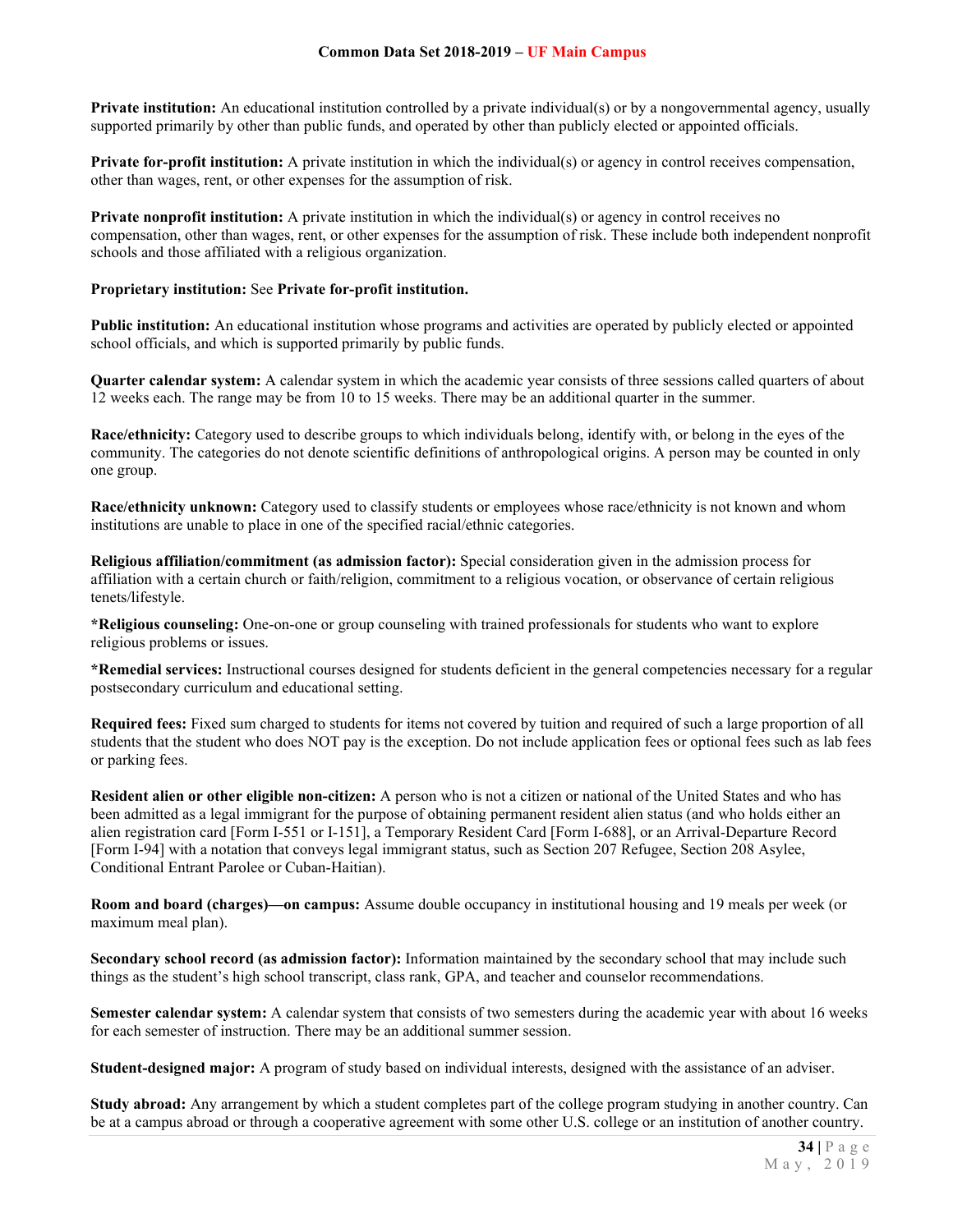**Private institution:** An educational institution controlled by a private individual(s) or by a nongovernmental agency, usually supported primarily by other than public funds, and operated by other than publicly elected or appointed officials.

**Private for-profit institution:** A private institution in which the individual(s) or agency in control receives compensation, other than wages, rent, or other expenses for the assumption of risk.

**Private nonprofit institution:** A private institution in which the individual(s) or agency in control receives no compensation, other than wages, rent, or other expenses for the assumption of risk. These include both independent nonprofit schools and those affiliated with a religious organization.

**Proprietary institution:** See **Private for-profit institution.**

**Public institution:** An educational institution whose programs and activities are operated by publicly elected or appointed school officials, and which is supported primarily by public funds.

**Quarter calendar system:** A calendar system in which the academic year consists of three sessions called quarters of about 12 weeks each. The range may be from 10 to 15 weeks. There may be an additional quarter in the summer.

**Race/ethnicity:** Category used to describe groups to which individuals belong, identify with, or belong in the eyes of the community. The categories do not denote scientific definitions of anthropological origins. A person may be counted in only one group.

**Race/ethnicity unknown:** Category used to classify students or employees whose race/ethnicity is not known and whom institutions are unable to place in one of the specified racial/ethnic categories.

**Religious affiliation/commitment (as admission factor):** Special consideration given in the admission process for affiliation with a certain church or faith/religion, commitment to a religious vocation, or observance of certain religious tenets/lifestyle.

**\*Religious counseling:** One-on-one or group counseling with trained professionals for students who want to explore religious problems or issues.

**\*Remedial services:** Instructional courses designed for students deficient in the general competencies necessary for a regular postsecondary curriculum and educational setting.

**Required fees:** Fixed sum charged to students for items not covered by tuition and required of such a large proportion of all students that the student who does NOT pay is the exception. Do not include application fees or optional fees such as lab fees or parking fees.

**Resident alien or other eligible non-citizen:** A person who is not a citizen or national of the United States and who has been admitted as a legal immigrant for the purpose of obtaining permanent resident alien status (and who holds either an alien registration card [Form I-551 or I-151], a Temporary Resident Card [Form I-688], or an Arrival-Departure Record [Form I-94] with a notation that conveys legal immigrant status, such as Section 207 Refugee, Section 208 Asylee, Conditional Entrant Parolee or Cuban-Haitian).

**Room and board (charges)—on campus:** Assume double occupancy in institutional housing and 19 meals per week (or maximum meal plan).

**Secondary school record (as admission factor):** Information maintained by the secondary school that may include such things as the student's high school transcript, class rank, GPA, and teacher and counselor recommendations.

**Semester calendar system:** A calendar system that consists of two semesters during the academic year with about 16 weeks for each semester of instruction. There may be an additional summer session.

**Student-designed major:** A program of study based on individual interests, designed with the assistance of an adviser.

**Study abroad:** Any arrangement by which a student completes part of the college program studying in another country. Can be at a campus abroad or through a cooperative agreement with some other U.S. college or an institution of another country.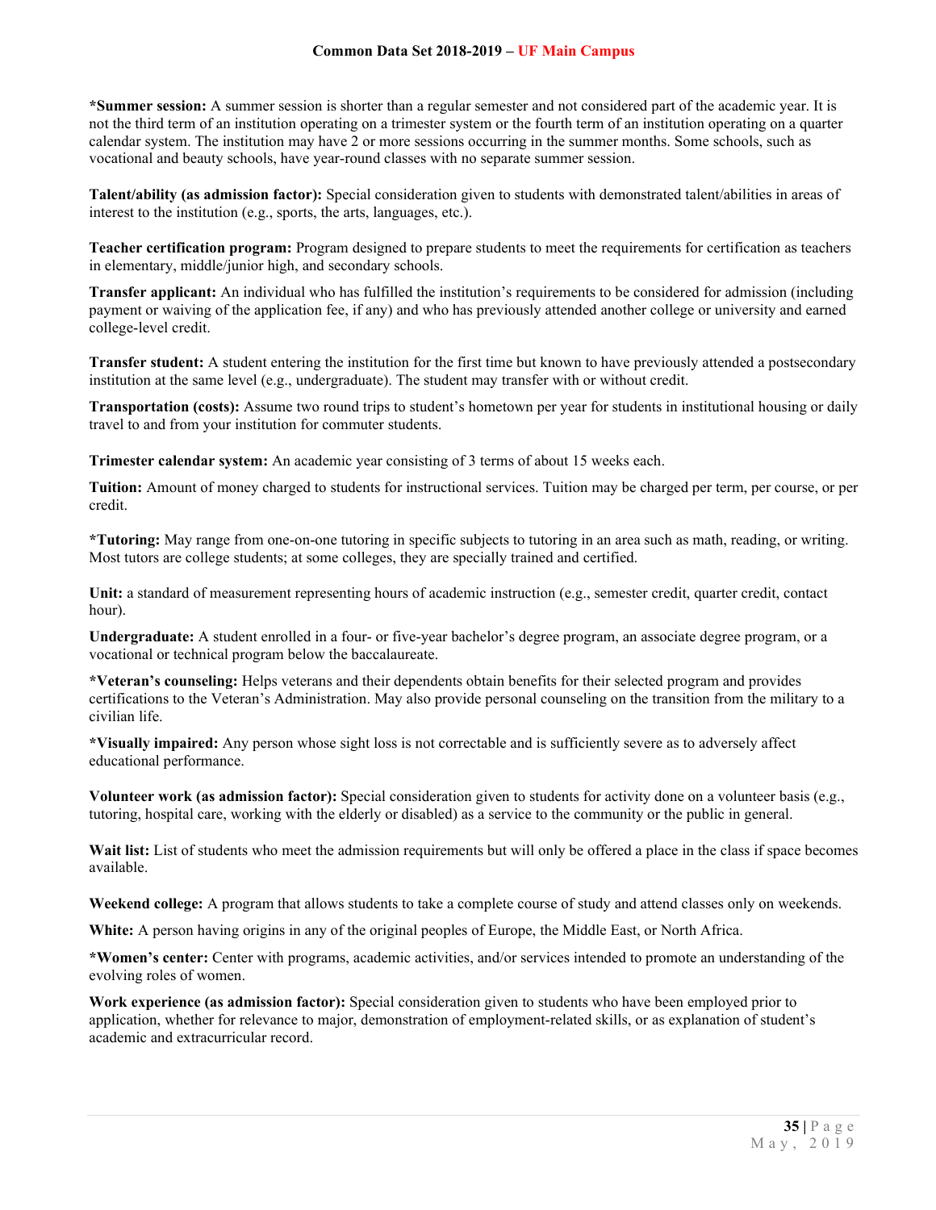**\*Summer session:** A summer session is shorter than a regular semester and not considered part of the academic year. It is not the third term of an institution operating on a trimester system or the fourth term of an institution operating on a quarter calendar system. The institution may have 2 or more sessions occurring in the summer months. Some schools, such as vocational and beauty schools, have year-round classes with no separate summer session.

**Talent/ability (as admission factor):** Special consideration given to students with demonstrated talent/abilities in areas of interest to the institution (e.g., sports, the arts, languages, etc.).

**Teacher certification program:** Program designed to prepare students to meet the requirements for certification as teachers in elementary, middle/junior high, and secondary schools.

**Transfer applicant:** An individual who has fulfilled the institution's requirements to be considered for admission (including payment or waiving of the application fee, if any) and who has previously attended another college or university and earned college-level credit.

**Transfer student:** A student entering the institution for the first time but known to have previously attended a postsecondary institution at the same level (e.g., undergraduate). The student may transfer with or without credit.

**Transportation (costs):** Assume two round trips to student's hometown per year for students in institutional housing or daily travel to and from your institution for commuter students.

**Trimester calendar system:** An academic year consisting of 3 terms of about 15 weeks each.

**Tuition:** Amount of money charged to students for instructional services. Tuition may be charged per term, per course, or per credit.

**\*Tutoring:** May range from one-on-one tutoring in specific subjects to tutoring in an area such as math, reading, or writing. Most tutors are college students; at some colleges, they are specially trained and certified.

**Unit:** a standard of measurement representing hours of academic instruction (e.g., semester credit, quarter credit, contact hour).

**Undergraduate:** A student enrolled in a four- or five-year bachelor's degree program, an associate degree program, or a vocational or technical program below the baccalaureate.

**\*Veteran's counseling:** Helps veterans and their dependents obtain benefits for their selected program and provides certifications to the Veteran's Administration. May also provide personal counseling on the transition from the military to a civilian life.

**\*Visually impaired:** Any person whose sight loss is not correctable and is sufficiently severe as to adversely affect educational performance.

**Volunteer work (as admission factor):** Special consideration given to students for activity done on a volunteer basis (e.g., tutoring, hospital care, working with the elderly or disabled) as a service to the community or the public in general.

**Wait list:** List of students who meet the admission requirements but will only be offered a place in the class if space becomes available.

**Weekend college:** A program that allows students to take a complete course of study and attend classes only on weekends.

**White:** A person having origins in any of the original peoples of Europe, the Middle East, or North Africa.

**\*Women's center:** Center with programs, academic activities, and/or services intended to promote an understanding of the evolving roles of women.

**Work experience (as admission factor):** Special consideration given to students who have been employed prior to application, whether for relevance to major, demonstration of employment-related skills, or as explanation of student's academic and extracurricular record.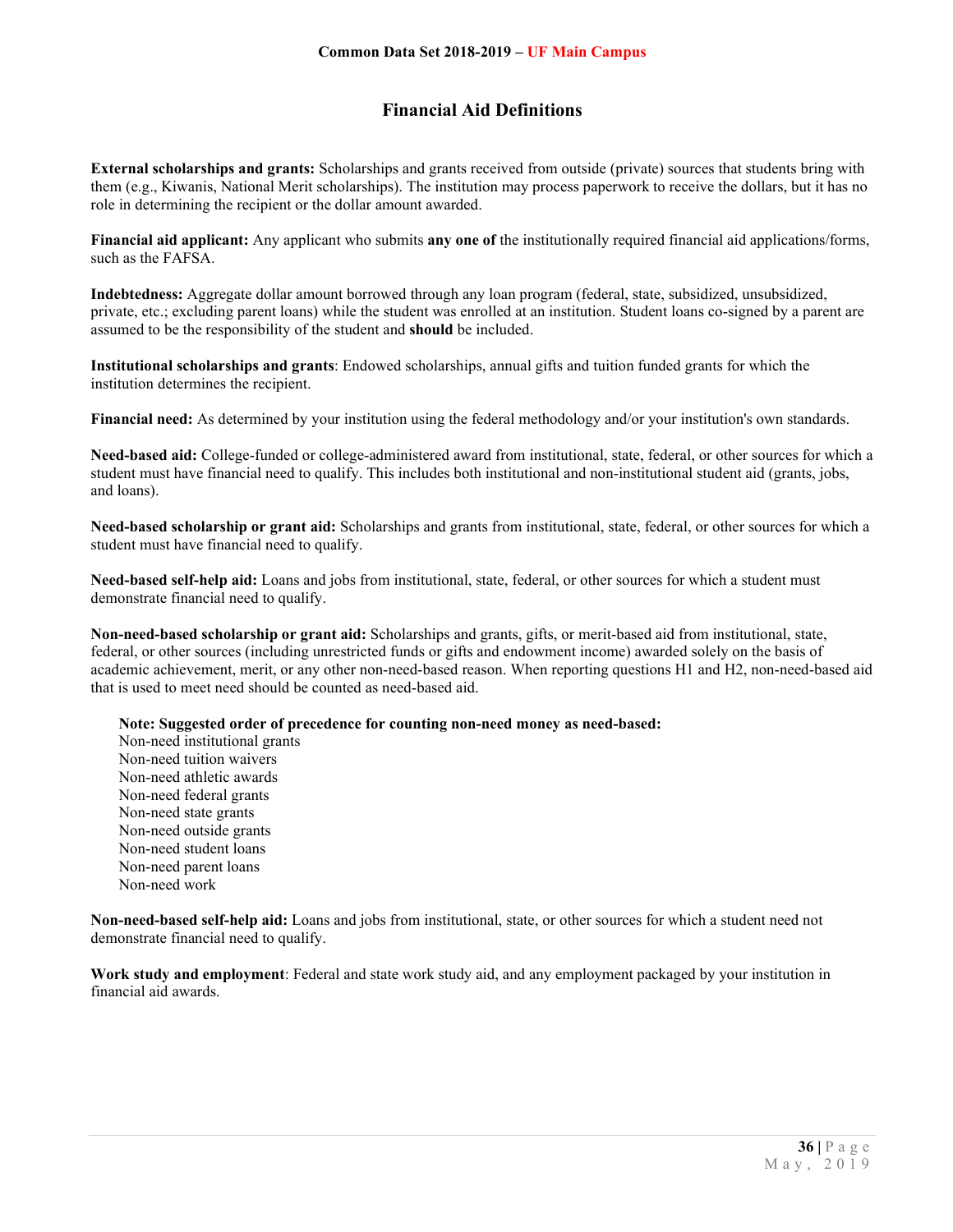## Financial Aid Definitions

**External scholarships and grants:** Scholarships and grants received from outside (private) sources that students bring with them (e.g., Kiwanis, National Merit scholarships). The institution may process paperwork to receive the dollars, but it has no role in determining the recipient or the dollar amount awarded.

**Financial aid applicant:** Any applicant who submits **any one of** the institutionally required financial aid applications/forms, such as the FAFSA.

**Indebtedness:** Aggregate dollar amount borrowed through any loan program (federal, state, subsidized, unsubsidized, private, etc.; excluding parent loans) while the student was enrolled at an institution. Student loans co-signed by a parent are assumed to be the responsibility of the student and **should** be included.

**Institutional scholarships and grants**: Endowed scholarships, annual gifts and tuition funded grants for which the institution determines the recipient.

**Financial need:** As determined by your institution using the federal methodology and/or your institution's own standards.

**Need-based aid:** College-funded or college-administered award from institutional, state, federal, or other sources for which a student must have financial need to qualify. This includes both institutional and non-institutional student aid (grants, jobs, and loans).

**Need-based scholarship or grant aid:** Scholarships and grants from institutional, state, federal, or other sources for which a student must have financial need to qualify.

**Need-based self-help aid:** Loans and jobs from institutional, state, federal, or other sources for which a student must demonstrate financial need to qualify.

**Non-need-based scholarship or grant aid:** Scholarships and grants, gifts, or merit-based aid from institutional, state, federal, or other sources (including unrestricted funds or gifts and endowment income) awarded solely on the basis of academic achievement, merit, or any other non-need-based reason. When reporting questions H1 and H2, non-need-based aid that is used to meet need should be counted as need-based aid.

**Note: Suggested order of precedence for counting non-need money as need-based:**
Non-need institutional grants
Non-need tuition waivers
Non-need athletic awards
Non-need federal grants
Non-need state grants
Non-need outside grants
Non-need student loans
Non-need parent loans
Non-need work

**Non-need-based self-help aid:** Loans and jobs from institutional, state, or other sources for which a student need not demonstrate financial need to qualify.

**Work study and employment**: Federal and state work study aid, and any employment packaged by your institution in financial aid awards.